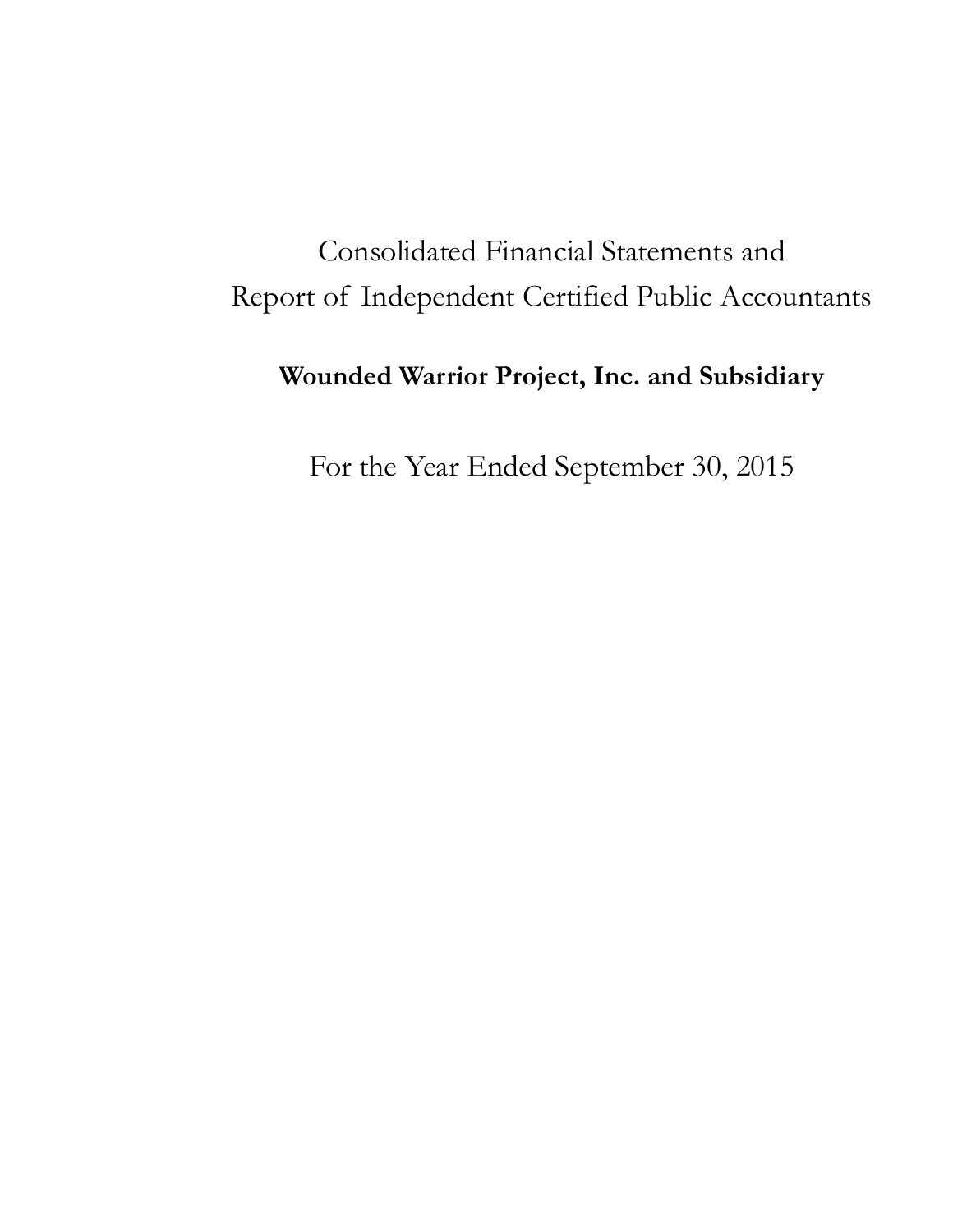# Consolidated Financial Statements and Report of Independent Certified Public Accountants

## Wounded Warrior Project, Inc. and Subsidiary

For the Year Ended September 30, 2015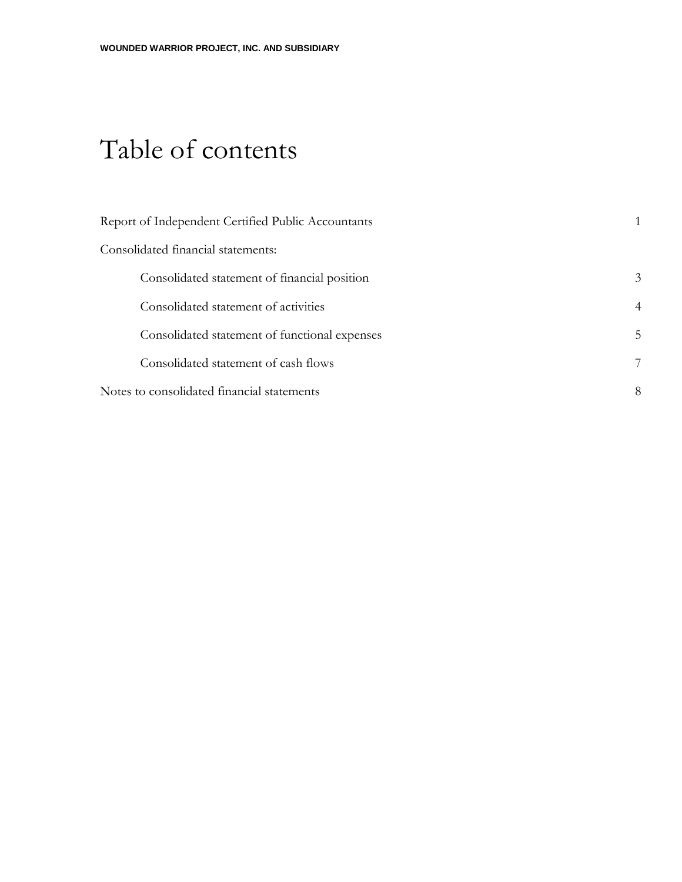# Table of contents

| | |
|---|---|
| Report of Independent Certified Public Accountants | 1 |
| Consolidated financial statements: | |
| Consolidated statement of financial position | 3 |
| Consolidated statement of activities | 4 |
| Consolidated statement of functional expenses | 5 |
| Consolidated statement of cash flows | 7 |
| Notes to consolidated financial statements | 8 |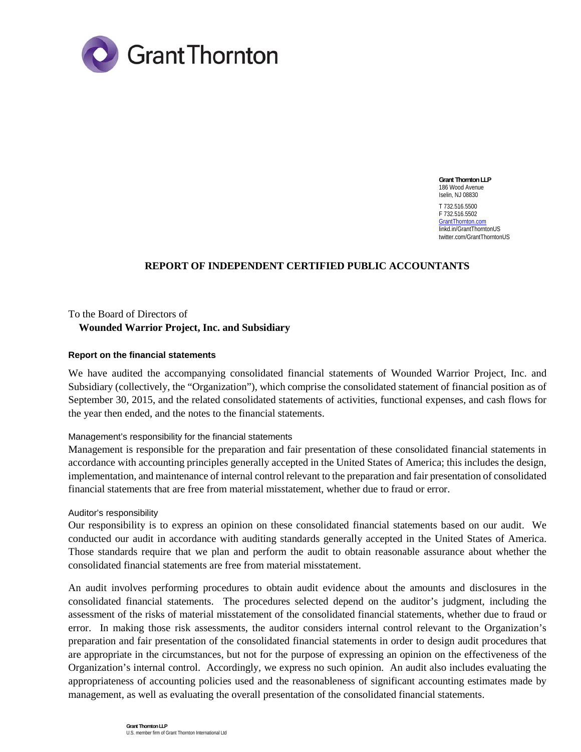Grant Thornton

**Grant Thornton LLP**
186 Wood Avenue
Iselin, NJ 08830

T 732.516.5500
F 732.516.5502
GrantThornton.com
linkd.in/GrantThorntonUS
twitter.com/GrantThorntonUS

## REPORT OF INDEPENDENT CERTIFIED PUBLIC ACCOUNTANTS

To the Board of Directors of
**Wounded Warrior Project, Inc. and Subsidiary**

### Report on the financial statements

We have audited the accompanying consolidated financial statements of Wounded Warrior Project, Inc. and Subsidiary (collectively, the "Organization"), which comprise the consolidated statement of financial position as of September 30, 2015, and the related consolidated statements of activities, functional expenses, and cash flows for the year then ended, and the notes to the financial statements.

#### Management's responsibility for the financial statements

Management is responsible for the preparation and fair presentation of these consolidated financial statements in accordance with accounting principles generally accepted in the United States of America; this includes the design, implementation, and maintenance of internal control relevant to the preparation and fair presentation of consolidated financial statements that are free from material misstatement, whether due to fraud or error.

#### Auditor's responsibility

Our responsibility is to express an opinion on these consolidated financial statements based on our audit. We conducted our audit in accordance with auditing standards generally accepted in the United States of America. Those standards require that we plan and perform the audit to obtain reasonable assurance about whether the consolidated financial statements are free from material misstatement.

An audit involves performing procedures to obtain audit evidence about the amounts and disclosures in the consolidated financial statements. The procedures selected depend on the auditor's judgment, including the assessment of the risks of material misstatement of the consolidated financial statements, whether due to fraud or error. In making those risk assessments, the auditor considers internal control relevant to the Organization's preparation and fair presentation of the consolidated financial statements in order to design audit procedures that are appropriate in the circumstances, but not for the purpose of expressing an opinion on the effectiveness of the Organization's internal control. Accordingly, we express no such opinion. An audit also includes evaluating the appropriateness of accounting policies used and the reasonableness of significant accounting estimates made by management, as well as evaluating the overall presentation of the consolidated financial statements.

Grant Thornton LLP
U.S. member firm of Grant Thornton International Ltd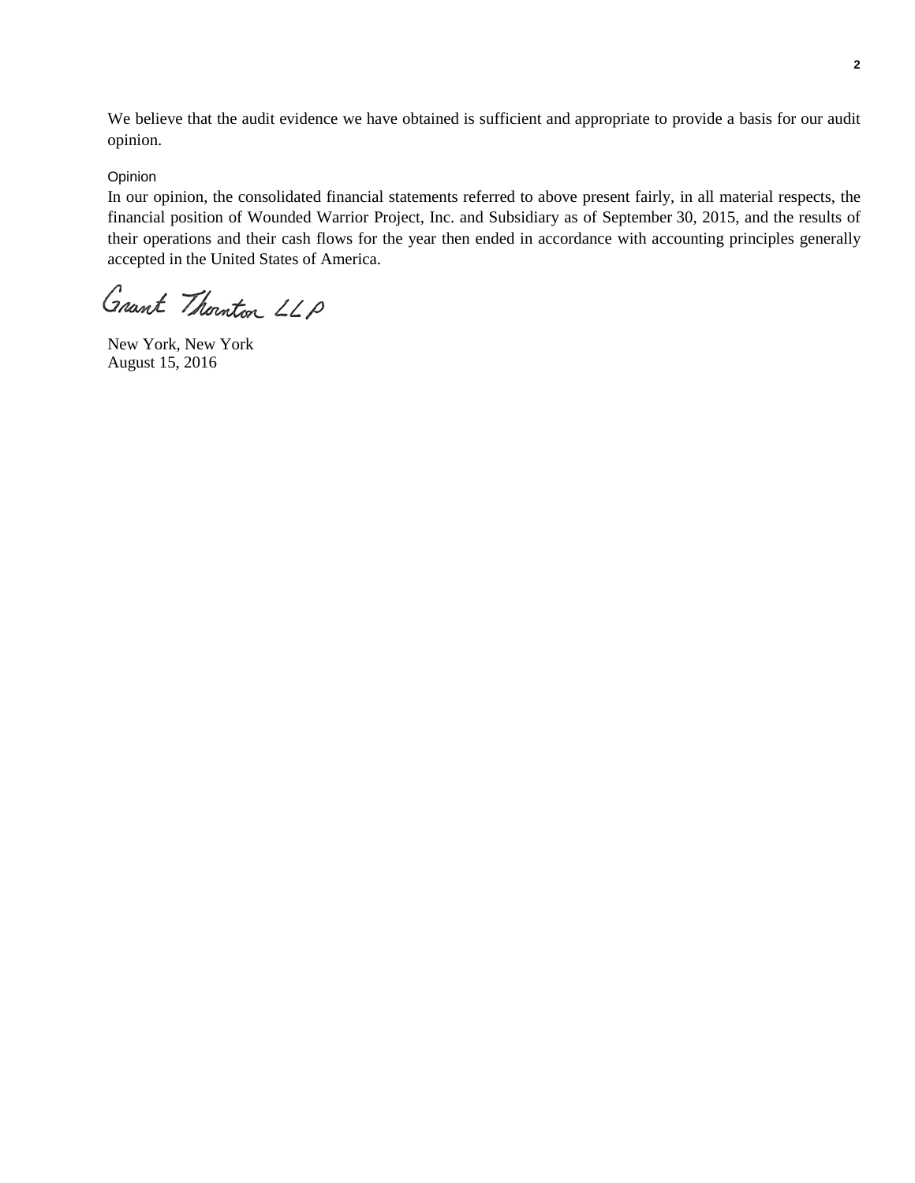We believe that the audit evidence we have obtained is sufficient and appropriate to provide a basis for our audit opinion.

### Opinion

In our opinion, the consolidated financial statements referred to above present fairly, in all material respects, the financial position of Wounded Warrior Project, Inc. and Subsidiary as of September 30, 2015, and the results of their operations and their cash flows for the year then ended in accordance with accounting principles generally accepted in the United States of America.

Grant Thornton LLP

New York, New York
August 15, 2016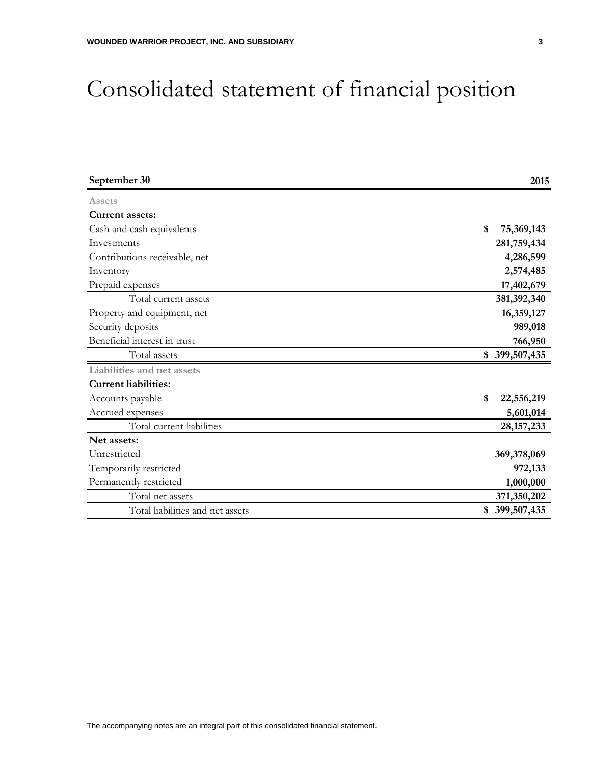# Consolidated statement of financial position

| September 30 | 2015 |
|---|---|
| **Assets** | |
| **Current assets:** | |
| Cash and cash equivalents | $ 75,369,143 |
| Investments | 281,759,434 |
| Contributions receivable, net | 4,286,599 |
| Inventory | 2,574,485 |
| Prepaid expenses | 17,402,679 |
| Total current assets | 381,392,340 |
| Property and equipment, net | 16,359,127 |
| Security deposits | 989,018 |
| Beneficial interest in trust | 766,950 |
| Total assets | $ 399,507,435 |
| **Liabilities and net assets** | |
| **Current liabilities:** | |
| Accounts payable | $ 22,556,219 |
| Accrued expenses | 5,601,014 |
| Total current liabilities | 28,157,233 |
| **Net assets:** | |
| Unrestricted | 369,378,069 |
| Temporarily restricted | 972,133 |
| Permanently restricted | 1,000,000 |
| Total net assets | 371,350,202 |
| Total liabilities and net assets | $ 399,507,435 |

The accompanying notes are an integral part of this consolidated financial statement.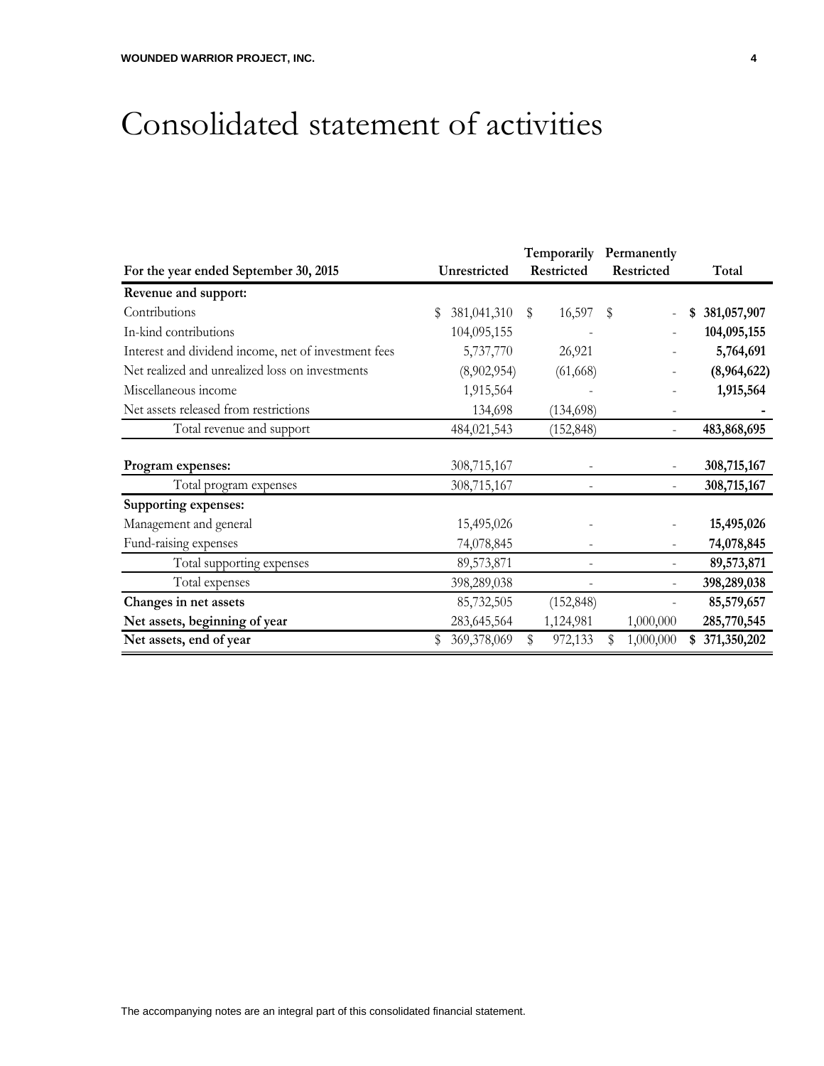# Consolidated statement of activities

| For the year ended September 30, 2015 | Unrestricted | Temporarily Restricted | Permanently Restricted | Total |
|---|---|---|---|---|
| **Revenue and support:** | | | | |
| Contributions | $ 381,041,310 | $ 16,597 | $ - | **$ 381,057,907** |
| In-kind contributions | 104,095,155 | - | - | **104,095,155** |
| Interest and dividend income, net of investment fees | 5,737,770 | 26,921 | - | **5,764,691** |
| Net realized and unrealized loss on investments | (8,902,954) | (61,668) | - | **(8,964,622)** |
| Miscellaneous income | 1,915,564 | - | - | **1,915,564** |
| Net assets released from restrictions | 134,698 | (134,698) | - | **-** |
| Total revenue and support | 484,021,543 | (152,848) | - | **483,868,695** |
| **Program expenses:** | 308,715,167 | - | - | **308,715,167** |
| Total program expenses | 308,715,167 | - | - | **308,715,167** |
| **Supporting expenses:** | | | | |
| Management and general | 15,495,026 | - | - | **15,495,026** |
| Fund-raising expenses | 74,078,845 | - | - | **74,078,845** |
| Total supporting expenses | 89,573,871 | - | - | **89,573,871** |
| Total expenses | 398,289,038 | - | - | **398,289,038** |
| **Changes in net assets** | 85,732,505 | (152,848) | - | **85,579,657** |
| **Net assets, beginning of year** | 283,645,564 | 1,124,981 | 1,000,000 | **285,770,545** |
| **Net assets, end of year** | $ 369,378,069 | $ 972,133 | $ 1,000,000 | **$ 371,350,202** |

The accompanying notes are an integral part of this consolidated financial statement.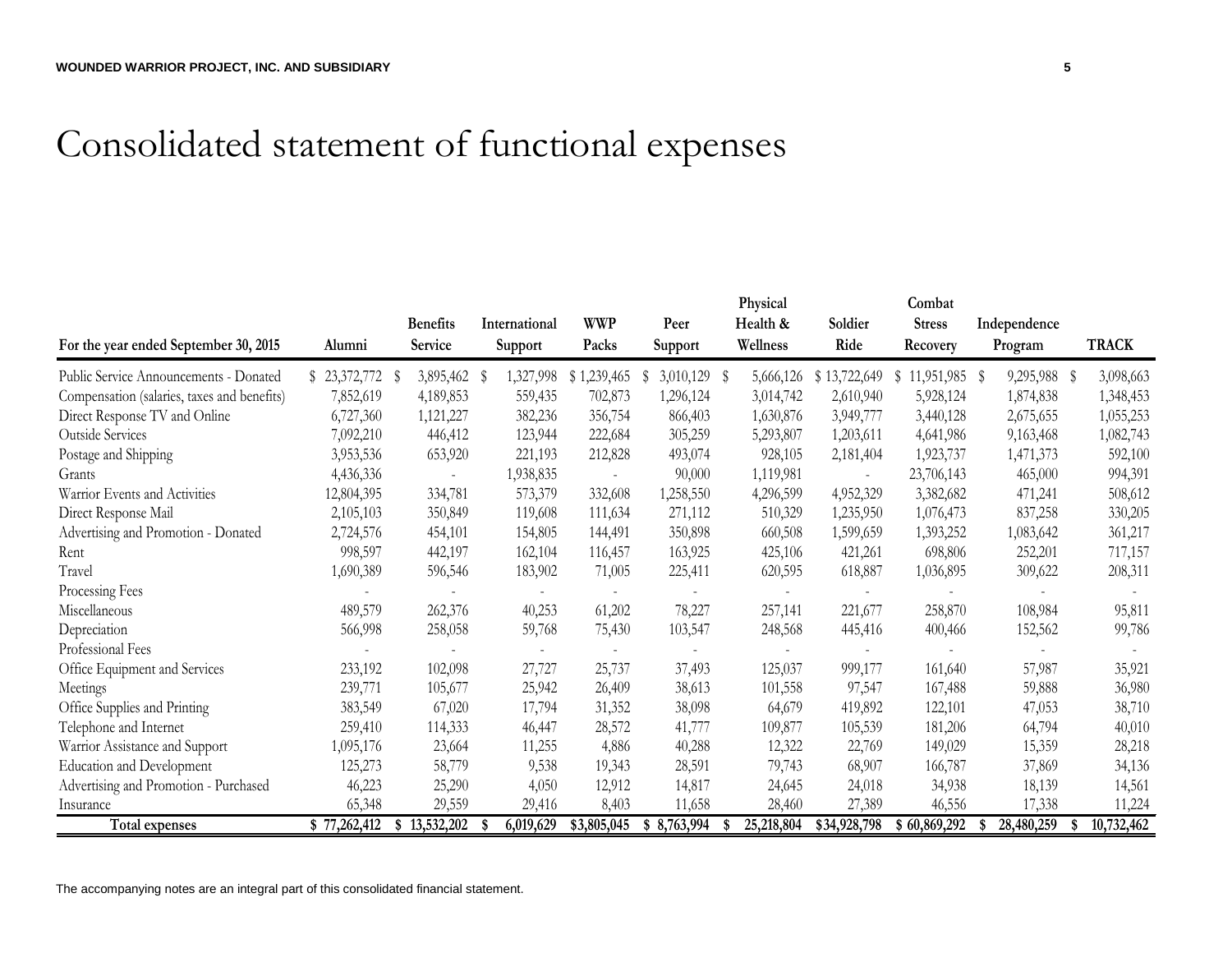# Consolidated statement of functional expenses

| For the year ended September 30, 2015 | Alumni | Benefits Service | International Support | WWP Packs | Peer Support | Physical Health & Wellness | Soldier Ride | Combat Stress Recovery | Independence Program | TRACK |
|---|---|---|---|---|---|---|---|---|---|---|
| Public Service Announcements - Donated | $ 23,372,772 | $ 3,895,462 | $ 1,327,998 | $ 1,239,465 | $ 3,010,129 | $ 5,666,126 | $ 13,722,649 | $ 11,951,985 | $ 9,295,988 | $ 3,098,663 |
| Compensation (salaries, taxes and benefits) | 7,852,619 | 4,189,853 | 559,435 | 702,873 | 1,296,124 | 3,014,742 | 2,610,940 | 5,928,124 | 1,874,838 | 1,348,453 |
| Direct Response TV and Online | 6,727,360 | 1,121,227 | 382,236 | 356,754 | 866,403 | 1,630,876 | 3,949,777 | 3,440,128 | 2,675,655 | 1,055,253 |
| Outside Services | 7,092,210 | 446,412 | 123,944 | 222,684 | 305,259 | 5,293,807 | 1,203,611 | 4,641,986 | 9,163,468 | 1,082,743 |
| Postage and Shipping | 3,953,536 | 653,920 | 221,193 | 212,828 | 493,074 | 928,105 | 2,181,404 | 1,923,737 | 1,471,373 | 592,100 |
| Grants | 4,436,336 | - | 1,938,835 | - | 90,000 | 1,119,981 | - | 23,706,143 | 465,000 | 994,391 |
| Warrior Events and Activities | 12,804,395 | 334,781 | 573,379 | 332,608 | 1,258,550 | 4,296,599 | 4,952,329 | 3,382,682 | 471,241 | 508,612 |
| Direct Response Mail | 2,105,103 | 350,849 | 119,608 | 111,634 | 271,112 | 510,329 | 1,235,950 | 1,076,473 | 837,258 | 330,205 |
| Advertising and Promotion - Donated | 2,724,576 | 454,101 | 154,805 | 144,491 | 350,898 | 660,508 | 1,599,659 | 1,393,252 | 1,083,642 | 361,217 |
| Rent | 998,597 | 442,197 | 162,104 | 116,457 | 163,925 | 425,106 | 421,261 | 698,806 | 252,201 | 717,157 |
| Travel | 1,690,389 | 596,546 | 183,902 | 71,005 | 225,411 | 620,595 | 618,887 | 1,036,895 | 309,622 | 208,311 |
| Processing Fees | - | - | - | - | - | - | - | - | - | - |
| Miscellaneous | 489,579 | 262,376 | 40,253 | 61,202 | 78,227 | 257,141 | 221,677 | 258,870 | 108,984 | 95,811 |
| Depreciation | 566,998 | 258,058 | 59,768 | 75,430 | 103,547 | 248,568 | 445,416 | 400,466 | 152,562 | 99,786 |
| Professional Fees | - | - | - | - | - | - | - | - | - | - |
| Office Equipment and Services | 233,192 | 102,098 | 27,727 | 25,737 | 37,493 | 125,037 | 999,177 | 161,640 | 57,987 | 35,921 |
| Meetings | 239,771 | 105,677 | 25,942 | 26,409 | 38,613 | 101,558 | 97,547 | 167,488 | 59,888 | 36,980 |
| Office Supplies and Printing | 383,549 | 67,020 | 17,794 | 31,352 | 38,098 | 64,679 | 419,892 | 122,101 | 47,053 | 38,710 |
| Telephone and Internet | 259,410 | 114,333 | 46,447 | 28,572 | 41,777 | 109,877 | 105,539 | 181,206 | 64,794 | 40,010 |
| Warrior Assistance and Support | 1,095,176 | 23,664 | 11,255 | 4,886 | 40,288 | 12,322 | 22,769 | 149,029 | 15,359 | 28,218 |
| Education and Development | 125,273 | 58,779 | 9,538 | 19,343 | 28,591 | 79,743 | 68,907 | 166,787 | 37,869 | 34,136 |
| Advertising and Promotion - Purchased | 46,223 | 25,290 | 4,050 | 12,912 | 14,817 | 24,645 | 24,018 | 34,938 | 18,139 | 14,561 |
| Insurance | 65,348 | 29,559 | 29,416 | 8,403 | 11,658 | 28,460 | 27,389 | 46,556 | 17,338 | 11,224 |
| **Total expenses** | **$ 77,262,412** | **$ 13,532,202** | **$ 6,019,629** | **$ 3,805,045** | **$ 8,763,994** | **$ 25,218,804** | **$ 34,928,798** | **$ 60,869,292** | **$ 28,480,259** | **$ 10,732,462** |

The accompanying notes are an integral part of this consolidated financial statement.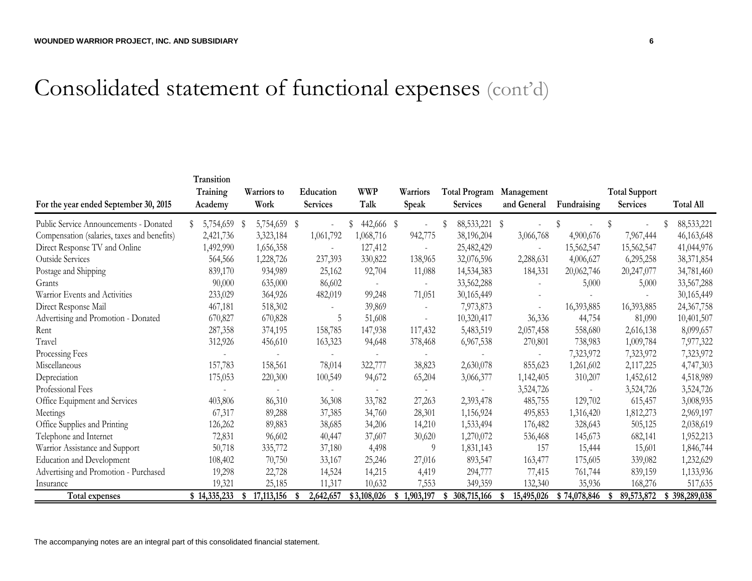# Consolidated statement of functional expenses (cont'd)

| For the year ended September 30, 2015 | Transition Training Academy | Warriors to Work | Education Services | WWP Talk | Warriors Speak | Total Program Services | Management and General | Fundraising | Total Support Services | Total All |
|---|---|---|---|---|---|---|---|---|---|---|
| Public Service Announcements - Donated | $ 5,754,659 | $ 5,754,659 | $ - | $ 442,666 | $ - | $ 88,533,221 | $ - | $ - | $ - | $ 88,533,221 |
| Compensation (salaries, taxes and benefits) | 2,421,736 | 3,323,184 | 1,061,792 | 1,068,716 | 942,775 | 38,196,204 | 3,066,768 | 4,900,676 | 7,967,444 | 46,163,648 |
| Direct Response TV and Online | 1,492,990 | 1,656,358 | - | 127,412 | - | 25,482,429 | - | 15,562,547 | 15,562,547 | 41,044,976 |
| Outside Services | 564,566 | 1,228,726 | 237,393 | 330,822 | 138,965 | 32,076,596 | 2,288,631 | 4,006,627 | 6,295,258 | 38,371,854 |
| Postage and Shipping | 839,170 | 934,989 | 25,162 | 92,704 | 11,088 | 14,534,383 | 184,331 | 20,062,746 | 20,247,077 | 34,781,460 |
| Grants | 90,000 | 635,000 | 86,602 | - | - | 33,562,288 | - | 5,000 | 5,000 | 33,567,288 |
| Warrior Events and Activities | 233,029 | 364,926 | 482,019 | 99,248 | 71,051 | 30,165,449 | - | - | - | 30,165,449 |
| Direct Response Mail | 467,181 | 518,302 | - | 39,869 | - | 7,973,873 | - | 16,393,885 | 16,393,885 | 24,367,758 |
| Advertising and Promotion - Donated | 670,827 | 670,828 | 5 | 51,608 | - | 10,320,417 | 36,336 | 44,754 | 81,090 | 10,401,507 |
| Rent | 287,358 | 374,195 | 158,785 | 147,938 | 117,432 | 5,483,519 | 2,057,458 | 558,680 | 2,616,138 | 8,099,657 |
| Travel | 312,926 | 456,610 | 163,323 | 94,648 | 378,468 | 6,967,538 | 270,801 | 738,983 | 1,009,784 | 7,977,322 |
| Processing Fees | - | - | - | - | - | - | - | 7,323,972 | 7,323,972 | 7,323,972 |
| Miscellaneous | 157,783 | 158,561 | 78,014 | 322,777 | 38,823 | 2,630,078 | 855,623 | 1,261,602 | 2,117,225 | 4,747,303 |
| Depreciation | 175,053 | 220,300 | 100,549 | 94,672 | 65,204 | 3,066,377 | 1,142,405 | 310,207 | 1,452,612 | 4,518,989 |
| Professional Fees | - | - | - | - | - | - | 3,524,726 | - | 3,524,726 | 3,524,726 |
| Office Equipment and Services | 403,806 | 86,310 | 36,308 | 33,782 | 27,263 | 2,393,478 | 485,755 | 129,702 | 615,457 | 3,008,935 |
| Meetings | 67,317 | 89,288 | 37,385 | 34,760 | 28,301 | 1,156,924 | 495,853 | 1,316,420 | 1,812,273 | 2,969,197 |
| Office Supplies and Printing | 126,262 | 89,883 | 38,685 | 34,206 | 14,210 | 1,533,494 | 176,482 | 328,643 | 505,125 | 2,038,619 |
| Telephone and Internet | 72,831 | 96,602 | 40,447 | 37,607 | 30,620 | 1,270,072 | 536,468 | 145,673 | 682,141 | 1,952,213 |
| Warrior Assistance and Support | 50,718 | 335,772 | 37,180 | 4,498 | 9 | 1,831,143 | 157 | 15,444 | 15,601 | 1,846,744 |
| Education and Development | 108,402 | 70,750 | 33,167 | 25,246 | 27,016 | 893,547 | 163,477 | 175,605 | 339,082 | 1,232,629 |
| Advertising and Promotion - Purchased | 19,298 | 22,728 | 14,524 | 14,215 | 4,419 | 294,777 | 77,415 | 761,744 | 839,159 | 1,133,936 |
| Insurance | 19,321 | 25,185 | 11,317 | 10,632 | 7,553 | 349,359 | 132,340 | 35,936 | 168,276 | 517,635 |
| **Total expenses** | **$ 14,335,233** | **$ 17,113,156** | **$ 2,642,657** | **$ 3,108,026** | **$ 1,903,197** | **$ 308,715,166** | **$ 15,495,026** | **$ 74,078,846** | **$ 89,573,872** | **$ 398,289,038** |

The accompanying notes are an integral part of this consolidated financial statement.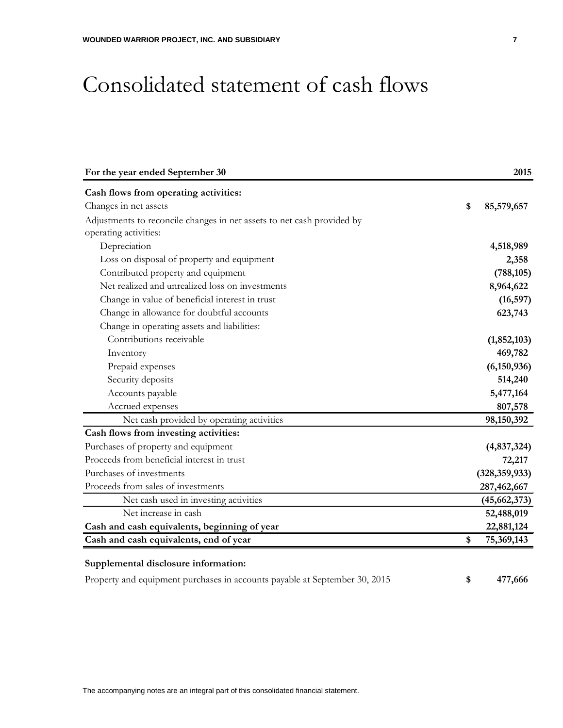# Consolidated statement of cash flows

| For the year ended September 30 | | 2015 |
|---|---|---|
| **Cash flows from operating activities:** | | |
| Changes in net assets | $ | 85,579,657 |
| Adjustments to reconcile changes in net assets to net cash provided by operating activities: | | |
| Depreciation | | 4,518,989 |
| Loss on disposal of property and equipment | | 2,358 |
| Contributed property and equipment | | (788,105) |
| Net realized and unrealized loss on investments | | 8,964,622 |
| Change in value of beneficial interest in trust | | (16,597) |
| Change in allowance for doubtful accounts | | 623,743 |
| Change in operating assets and liabilities: | | |
| Contributions receivable | | (1,852,103) |
| Inventory | | 469,782 |
| Prepaid expenses | | (6,150,936) |
| Security deposits | | 514,240 |
| Accounts payable | | 5,477,164 |
| Accrued expenses | | 807,578 |
| Net cash provided by operating activities | | 98,150,392 |
| **Cash flows from investing activities:** | | |
| Purchases of property and equipment | | (4,837,324) |
| Proceeds from beneficial interest in trust | | 72,217 |
| Purchases of investments | | (328,359,933) |
| Proceeds from sales of investments | | 287,462,667 |
| Net cash used in investing activities | | (45,662,373) |
| Net increase in cash | | 52,488,019 |
| **Cash and cash equivalents, beginning of year** | | 22,881,124 |
| **Cash and cash equivalents, end of year** | $ | 75,369,143 |

**Supplemental disclosure information:**

| | | |
|---|---|---|
| Property and equipment purchases in accounts payable at September 30, 2015 | $ | 477,666 |

The accompanying notes are an integral part of this consolidated financial statement.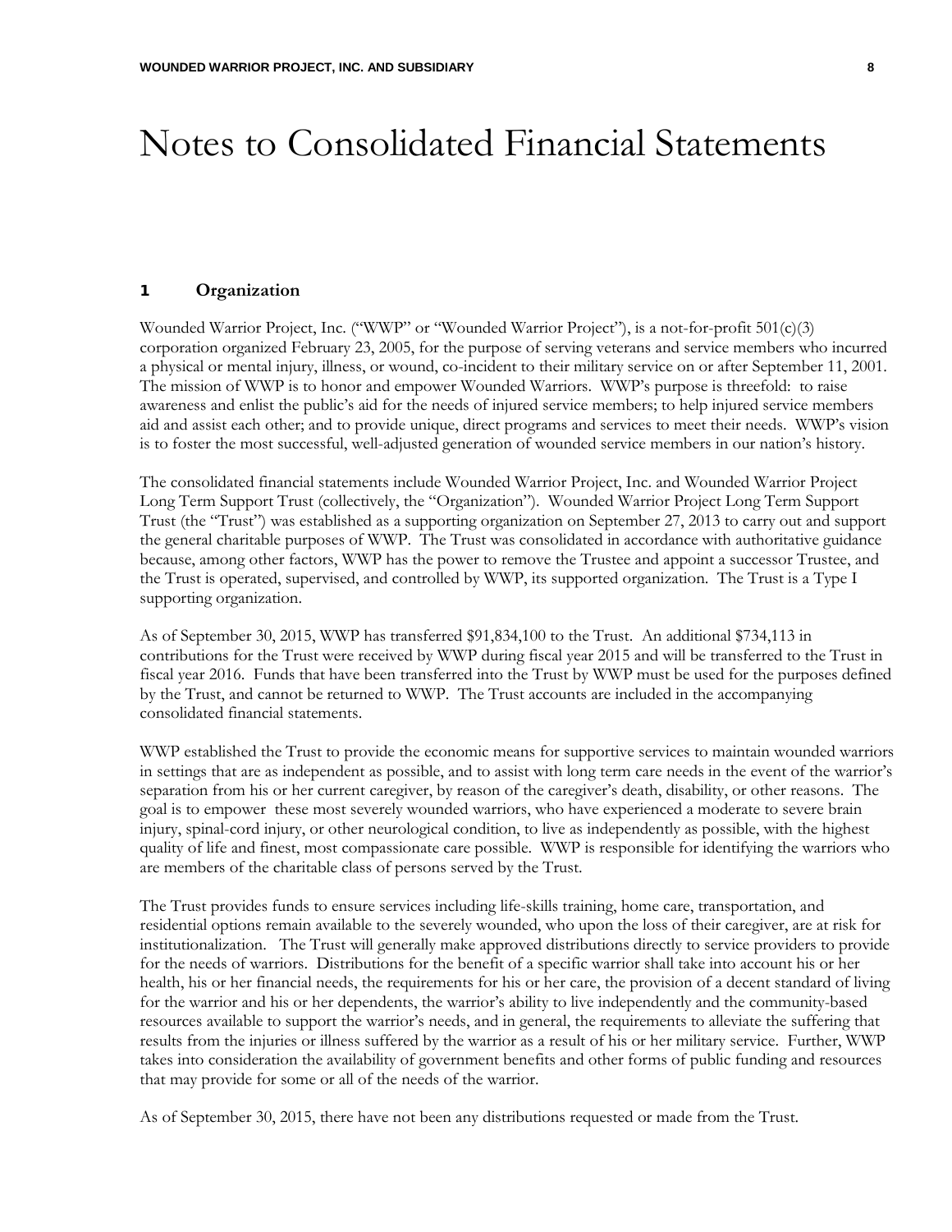# Notes to Consolidated Financial Statements

## 1 Organization

Wounded Warrior Project, Inc. ("WWP" or "Wounded Warrior Project"), is a not-for-profit 501(c)(3) corporation organized February 23, 2005, for the purpose of serving veterans and service members who incurred a physical or mental injury, illness, or wound, co-incident to their military service on or after September 11, 2001. The mission of WWP is to honor and empower Wounded Warriors. WWP's purpose is threefold: to raise awareness and enlist the public's aid for the needs of injured service members; to help injured service members aid and assist each other; and to provide unique, direct programs and services to meet their needs. WWP's vision is to foster the most successful, well-adjusted generation of wounded service members in our nation's history.

The consolidated financial statements include Wounded Warrior Project, Inc. and Wounded Warrior Project Long Term Support Trust (collectively, the "Organization"). Wounded Warrior Project Long Term Support Trust (the "Trust") was established as a supporting organization on September 27, 2013 to carry out and support the general charitable purposes of WWP. The Trust was consolidated in accordance with authoritative guidance because, among other factors, WWP has the power to remove the Trustee and appoint a successor Trustee, and the Trust is operated, supervised, and controlled by WWP, its supported organization. The Trust is a Type I supporting organization.

As of September 30, 2015, WWP has transferred $91,834,100 to the Trust. An additional $734,113 in contributions for the Trust were received by WWP during fiscal year 2015 and will be transferred to the Trust in fiscal year 2016. Funds that have been transferred into the Trust by WWP must be used for the purposes defined by the Trust, and cannot be returned to WWP. The Trust accounts are included in the accompanying consolidated financial statements.

WWP established the Trust to provide the economic means for supportive services to maintain wounded warriors in settings that are as independent as possible, and to assist with long term care needs in the event of the warrior's separation from his or her current caregiver, by reason of the caregiver's death, disability, or other reasons. The goal is to empower these most severely wounded warriors, who have experienced a moderate to severe brain injury, spinal-cord injury, or other neurological condition, to live as independently as possible, with the highest quality of life and finest, most compassionate care possible. WWP is responsible for identifying the warriors who are members of the charitable class of persons served by the Trust.

The Trust provides funds to ensure services including life-skills training, home care, transportation, and residential options remain available to the severely wounded, who upon the loss of their caregiver, are at risk for institutionalization. The Trust will generally make approved distributions directly to service providers to provide for the needs of warriors. Distributions for the benefit of a specific warrior shall take into account his or her health, his or her financial needs, the requirements for his or her care, the provision of a decent standard of living for the warrior and his or her dependents, the warrior's ability to live independently and the community-based resources available to support the warrior's needs, and in general, the requirements to alleviate the suffering that results from the injuries or illness suffered by the warrior as a result of his or her military service. Further, WWP takes into consideration the availability of government benefits and other forms of public funding and resources that may provide for some or all of the needs of the warrior.

As of September 30, 2015, there have not been any distributions requested or made from the Trust.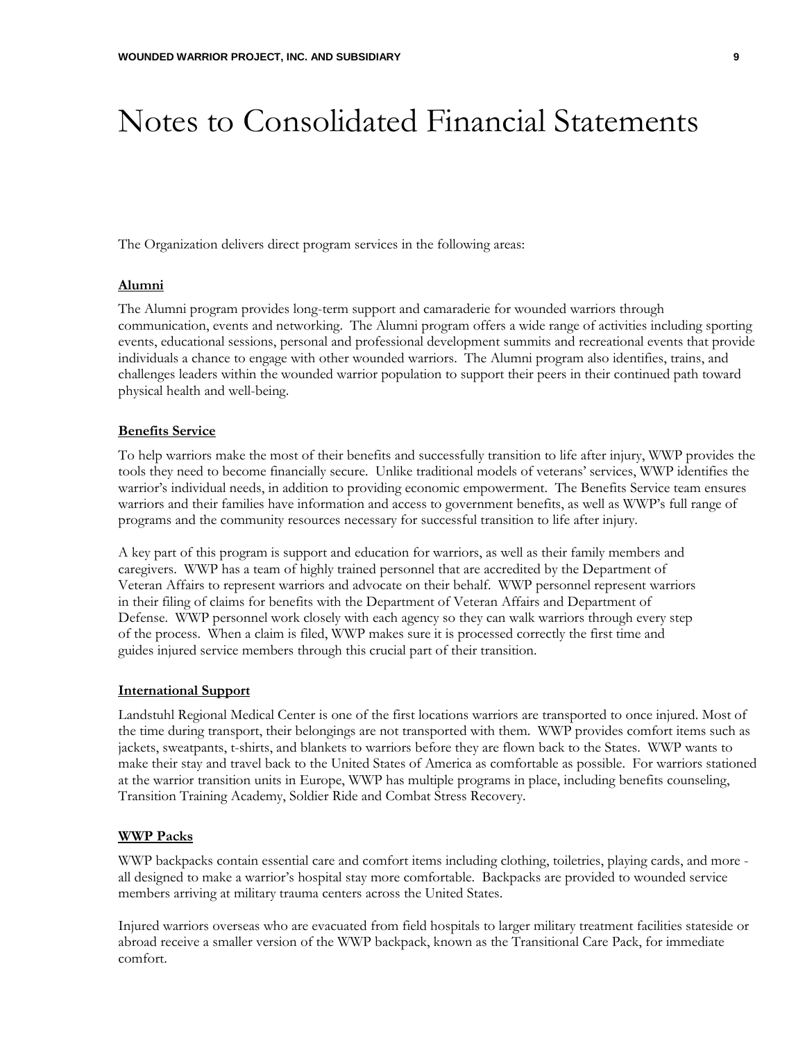# Notes to Consolidated Financial Statements

The Organization delivers direct program services in the following areas:

**Alumni**

The Alumni program provides long-term support and camaraderie for wounded warriors through communication, events and networking. The Alumni program offers a wide range of activities including sporting events, educational sessions, personal and professional development summits and recreational events that provide individuals a chance to engage with other wounded warriors. The Alumni program also identifies, trains, and challenges leaders within the wounded warrior population to support their peers in their continued path toward physical health and well-being.

**Benefits Service**

To help warriors make the most of their benefits and successfully transition to life after injury, WWP provides the tools they need to become financially secure. Unlike traditional models of veterans' services, WWP identifies the warrior's individual needs, in addition to providing economic empowerment. The Benefits Service team ensures warriors and their families have information and access to government benefits, as well as WWP's full range of programs and the community resources necessary for successful transition to life after injury.

A key part of this program is support and education for warriors, as well as their family members and caregivers. WWP has a team of highly trained personnel that are accredited by the Department of Veteran Affairs to represent warriors and advocate on their behalf. WWP personnel represent warriors in their filing of claims for benefits with the Department of Veteran Affairs and Department of Defense. WWP personnel work closely with each agency so they can walk warriors through every step of the process. When a claim is filed, WWP makes sure it is processed correctly the first time and guides injured service members through this crucial part of their transition.

**International Support**

Landstuhl Regional Medical Center is one of the first locations warriors are transported to once injured. Most of the time during transport, their belongings are not transported with them. WWP provides comfort items such as jackets, sweatpants, t-shirts, and blankets to warriors before they are flown back to the States. WWP wants to make their stay and travel back to the United States of America as comfortable as possible. For warriors stationed at the warrior transition units in Europe, WWP has multiple programs in place, including benefits counseling, Transition Training Academy, Soldier Ride and Combat Stress Recovery.

**WWP Packs**

WWP backpacks contain essential care and comfort items including clothing, toiletries, playing cards, and more - all designed to make a warrior's hospital stay more comfortable. Backpacks are provided to wounded service members arriving at military trauma centers across the United States.

Injured warriors overseas who are evacuated from field hospitals to larger military treatment facilities stateside or abroad receive a smaller version of the WWP backpack, known as the Transitional Care Pack, for immediate comfort.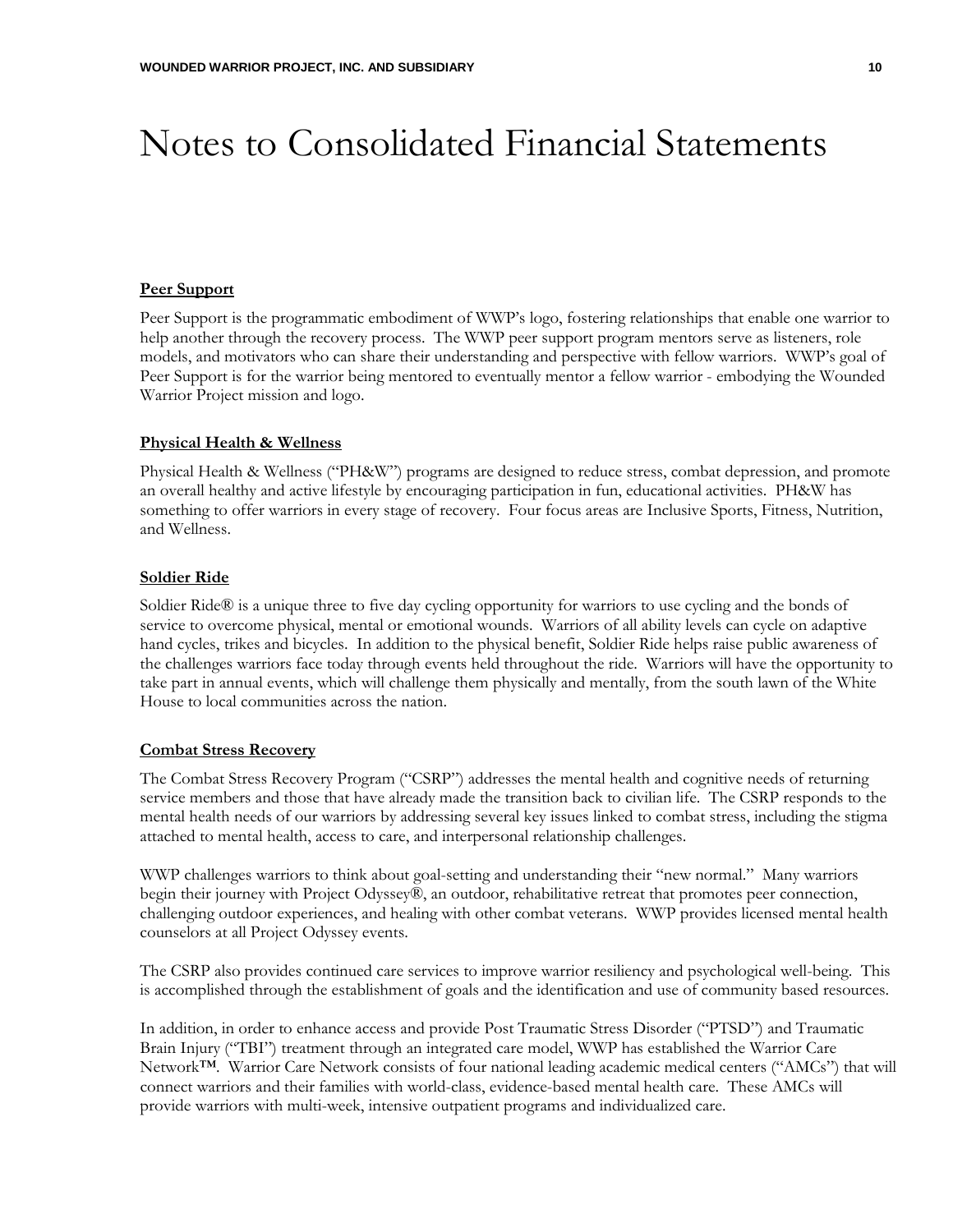# Notes to Consolidated Financial Statements

**Peer Support**

Peer Support is the programmatic embodiment of WWP's logo, fostering relationships that enable one warrior to help another through the recovery process. The WWP peer support program mentors serve as listeners, role models, and motivators who can share their understanding and perspective with fellow warriors. WWP's goal of Peer Support is for the warrior being mentored to eventually mentor a fellow warrior - embodying the Wounded Warrior Project mission and logo.

**Physical Health & Wellness**

Physical Health & Wellness ("PH&W") programs are designed to reduce stress, combat depression, and promote an overall healthy and active lifestyle by encouraging participation in fun, educational activities. PH&W has something to offer warriors in every stage of recovery. Four focus areas are Inclusive Sports, Fitness, Nutrition, and Wellness.

**Soldier Ride**

Soldier Ride® is a unique three to five day cycling opportunity for warriors to use cycling and the bonds of service to overcome physical, mental or emotional wounds. Warriors of all ability levels can cycle on adaptive hand cycles, trikes and bicycles. In addition to the physical benefit, Soldier Ride helps raise public awareness of the challenges warriors face today through events held throughout the ride. Warriors will have the opportunity to take part in annual events, which will challenge them physically and mentally, from the south lawn of the White House to local communities across the nation.

**Combat Stress Recovery**

The Combat Stress Recovery Program ("CSRP") addresses the mental health and cognitive needs of returning service members and those that have already made the transition back to civilian life. The CSRP responds to the mental health needs of our warriors by addressing several key issues linked to combat stress, including the stigma attached to mental health, access to care, and interpersonal relationship challenges.

WWP challenges warriors to think about goal-setting and understanding their "new normal." Many warriors begin their journey with Project Odyssey®, an outdoor, rehabilitative retreat that promotes peer connection, challenging outdoor experiences, and healing with other combat veterans. WWP provides licensed mental health counselors at all Project Odyssey events.

The CSRP also provides continued care services to improve warrior resiliency and psychological well-being. This is accomplished through the establishment of goals and the identification and use of community based resources.

In addition, in order to enhance access and provide Post Traumatic Stress Disorder ("PTSD") and Traumatic Brain Injury ("TBI") treatment through an integrated care model, WWP has established the Warrior Care Network™. Warrior Care Network consists of four national leading academic medical centers ("AMCs") that will connect warriors and their families with world-class, evidence-based mental health care. These AMCs will provide warriors with multi-week, intensive outpatient programs and individualized care.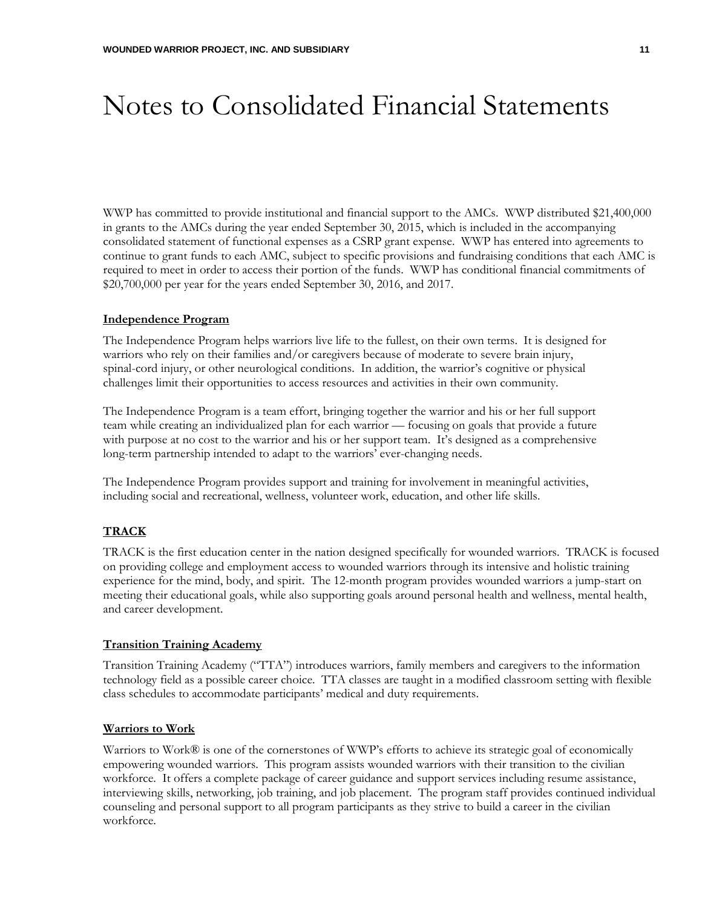# Notes to Consolidated Financial Statements

WWP has committed to provide institutional and financial support to the AMCs. WWP distributed $21,400,000 in grants to the AMCs during the year ended September 30, 2015, which is included in the accompanying consolidated statement of functional expenses as a CSRP grant expense. WWP has entered into agreements to continue to grant funds to each AMC, subject to specific provisions and fundraising conditions that each AMC is required to meet in order to access their portion of the funds. WWP has conditional financial commitments of $20,700,000 per year for the years ended September 30, 2016, and 2017.

**Independence Program**

The Independence Program helps warriors live life to the fullest, on their own terms. It is designed for warriors who rely on their families and/or caregivers because of moderate to severe brain injury, spinal-cord injury, or other neurological conditions. In addition, the warrior's cognitive or physical challenges limit their opportunities to access resources and activities in their own community.

The Independence Program is a team effort, bringing together the warrior and his or her full support team while creating an individualized plan for each warrior — focusing on goals that provide a future with purpose at no cost to the warrior and his or her support team. It's designed as a comprehensive long-term partnership intended to adapt to the warriors' ever-changing needs.

The Independence Program provides support and training for involvement in meaningful activities, including social and recreational, wellness, volunteer work, education, and other life skills.

**TRACK**

TRACK is the first education center in the nation designed specifically for wounded warriors. TRACK is focused on providing college and employment access to wounded warriors through its intensive and holistic training experience for the mind, body, and spirit. The 12-month program provides wounded warriors a jump-start on meeting their educational goals, while also supporting goals around personal health and wellness, mental health, and career development.

**Transition Training Academy**

Transition Training Academy ("TTA") introduces warriors, family members and caregivers to the information technology field as a possible career choice. TTA classes are taught in a modified classroom setting with flexible class schedules to accommodate participants' medical and duty requirements.

**Warriors to Work**

Warriors to Work® is one of the cornerstones of WWP's efforts to achieve its strategic goal of economically empowering wounded warriors. This program assists wounded warriors with their transition to the civilian workforce. It offers a complete package of career guidance and support services including resume assistance, interviewing skills, networking, job training, and job placement. The program staff provides continued individual counseling and personal support to all program participants as they strive to build a career in the civilian workforce.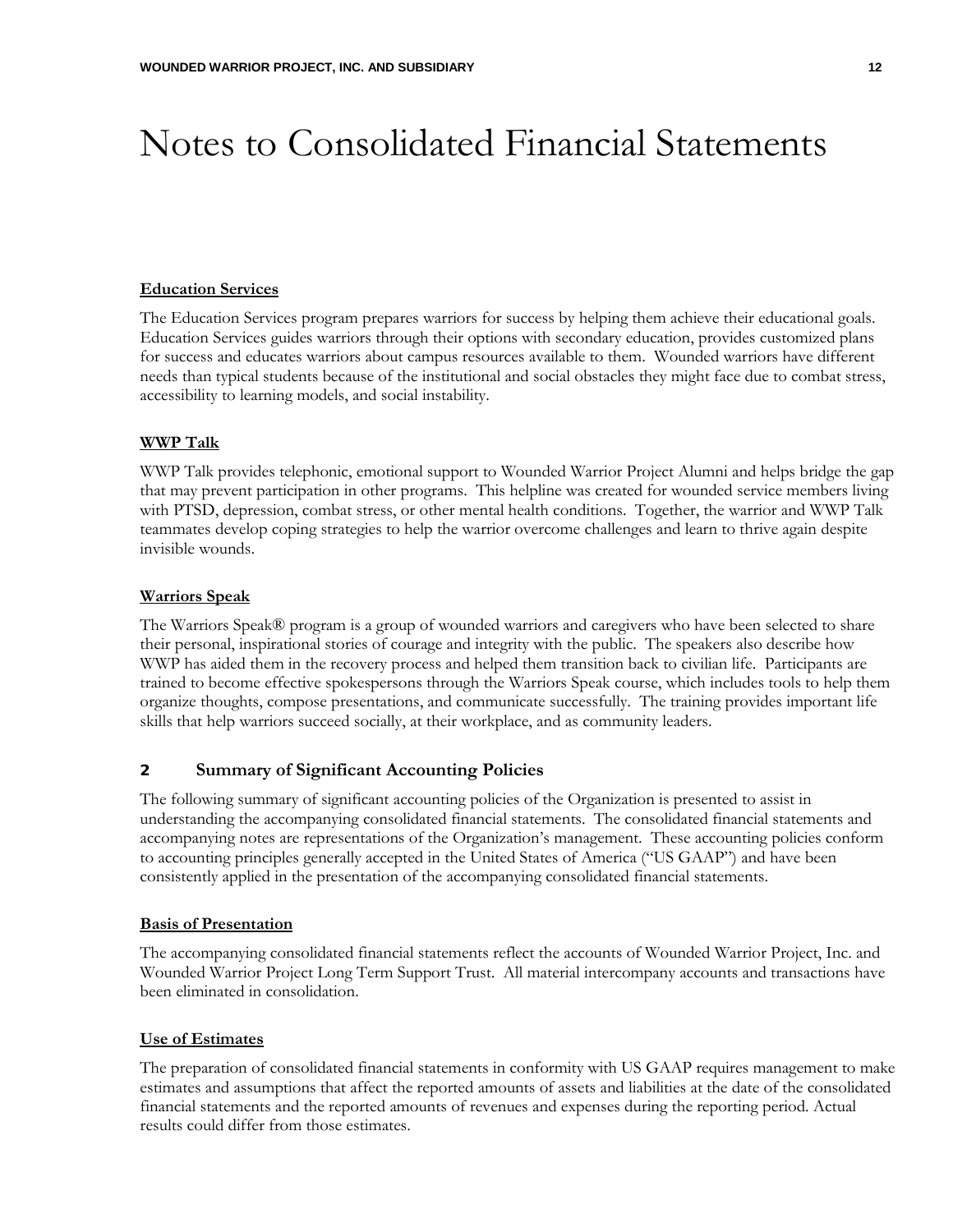# Notes to Consolidated Financial Statements

**Education Services**

The Education Services program prepares warriors for success by helping them achieve their educational goals. Education Services guides warriors through their options with secondary education, provides customized plans for success and educates warriors about campus resources available to them. Wounded warriors have different needs than typical students because of the institutional and social obstacles they might face due to combat stress, accessibility to learning models, and social instability.

**WWP Talk**

WWP Talk provides telephonic, emotional support to Wounded Warrior Project Alumni and helps bridge the gap that may prevent participation in other programs. This helpline was created for wounded service members living with PTSD, depression, combat stress, or other mental health conditions. Together, the warrior and WWP Talk teammates develop coping strategies to help the warrior overcome challenges and learn to thrive again despite invisible wounds.

**Warriors Speak**

The Warriors Speak® program is a group of wounded warriors and caregivers who have been selected to share their personal, inspirational stories of courage and integrity with the public. The speakers also describe how WWP has aided them in the recovery process and helped them transition back to civilian life. Participants are trained to become effective spokespersons through the Warriors Speak course, which includes tools to help them organize thoughts, compose presentations, and communicate successfully. The training provides important life skills that help warriors succeed socially, at their workplace, and as community leaders.

## 2 Summary of Significant Accounting Policies

The following summary of significant accounting policies of the Organization is presented to assist in understanding the accompanying consolidated financial statements. The consolidated financial statements and accompanying notes are representations of the Organization's management. These accounting policies conform to accounting principles generally accepted in the United States of America ("US GAAP") and have been consistently applied in the presentation of the accompanying consolidated financial statements.

**Basis of Presentation**

The accompanying consolidated financial statements reflect the accounts of Wounded Warrior Project, Inc. and Wounded Warrior Project Long Term Support Trust. All material intercompany accounts and transactions have been eliminated in consolidation.

**Use of Estimates**

The preparation of consolidated financial statements in conformity with US GAAP requires management to make estimates and assumptions that affect the reported amounts of assets and liabilities at the date of the consolidated financial statements and the reported amounts of revenues and expenses during the reporting period. Actual results could differ from those estimates.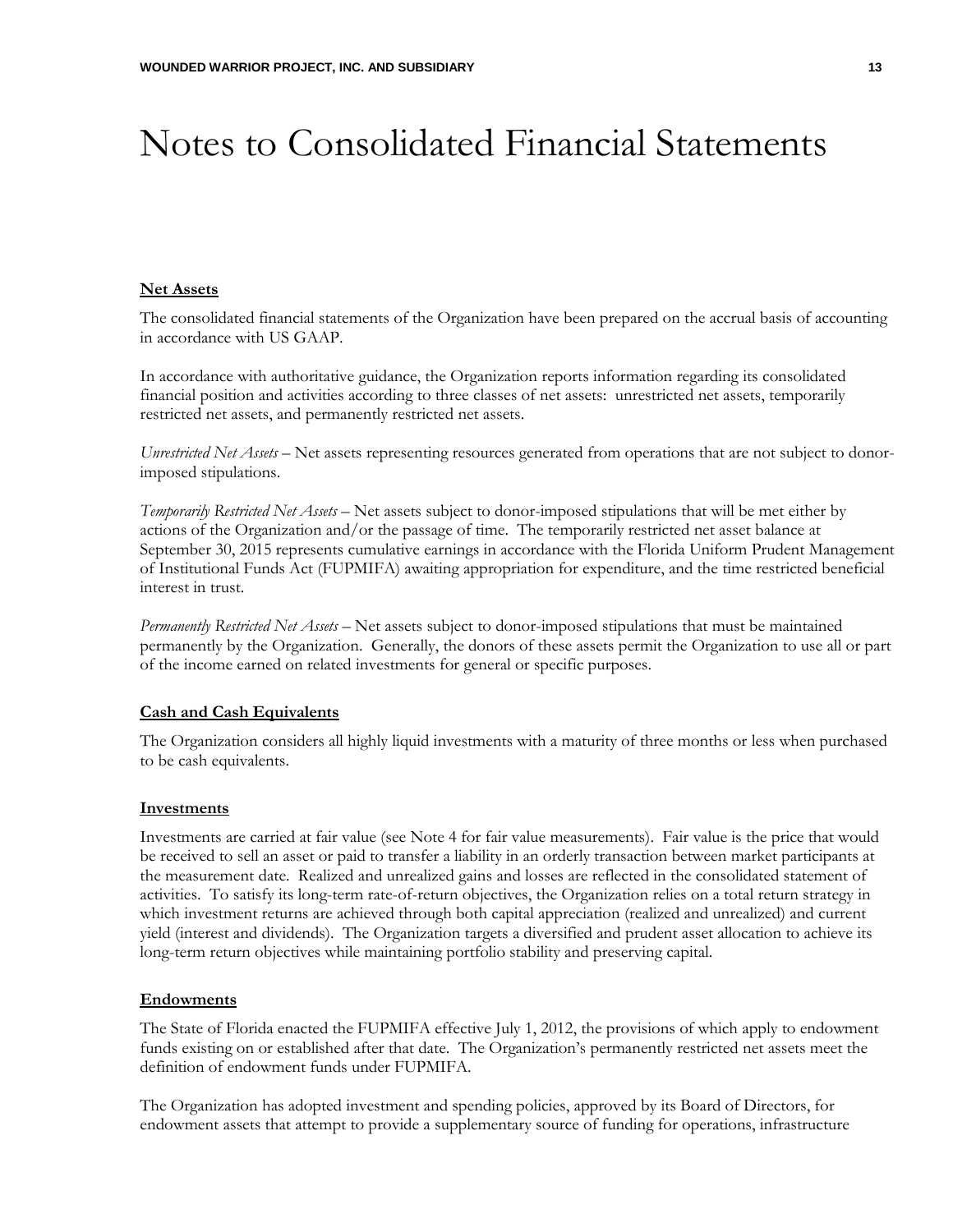# Notes to Consolidated Financial Statements

**Net Assets**

The consolidated financial statements of the Organization have been prepared on the accrual basis of accounting in accordance with US GAAP.

In accordance with authoritative guidance, the Organization reports information regarding its consolidated financial position and activities according to three classes of net assets: unrestricted net assets, temporarily restricted net assets, and permanently restricted net assets.

*Unrestricted Net Assets* – Net assets representing resources generated from operations that are not subject to donor-imposed stipulations.

*Temporarily Restricted Net Assets* – Net assets subject to donor-imposed stipulations that will be met either by actions of the Organization and/or the passage of time. The temporarily restricted net asset balance at September 30, 2015 represents cumulative earnings in accordance with the Florida Uniform Prudent Management of Institutional Funds Act (FUPMIFA) awaiting appropriation for expenditure, and the time restricted beneficial interest in trust.

*Permanently Restricted Net Assets* – Net assets subject to donor-imposed stipulations that must be maintained permanently by the Organization. Generally, the donors of these assets permit the Organization to use all or part of the income earned on related investments for general or specific purposes.

**Cash and Cash Equivalents**

The Organization considers all highly liquid investments with a maturity of three months or less when purchased to be cash equivalents.

**Investments**

Investments are carried at fair value (see Note 4 for fair value measurements). Fair value is the price that would be received to sell an asset or paid to transfer a liability in an orderly transaction between market participants at the measurement date. Realized and unrealized gains and losses are reflected in the consolidated statement of activities. To satisfy its long-term rate-of-return objectives, the Organization relies on a total return strategy in which investment returns are achieved through both capital appreciation (realized and unrealized) and current yield (interest and dividends). The Organization targets a diversified and prudent asset allocation to achieve its long-term return objectives while maintaining portfolio stability and preserving capital.

**Endowments**

The State of Florida enacted the FUPMIFA effective July 1, 2012, the provisions of which apply to endowment funds existing on or established after that date. The Organization's permanently restricted net assets meet the definition of endowment funds under FUPMIFA.

The Organization has adopted investment and spending policies, approved by its Board of Directors, for endowment assets that attempt to provide a supplementary source of funding for operations, infrastructure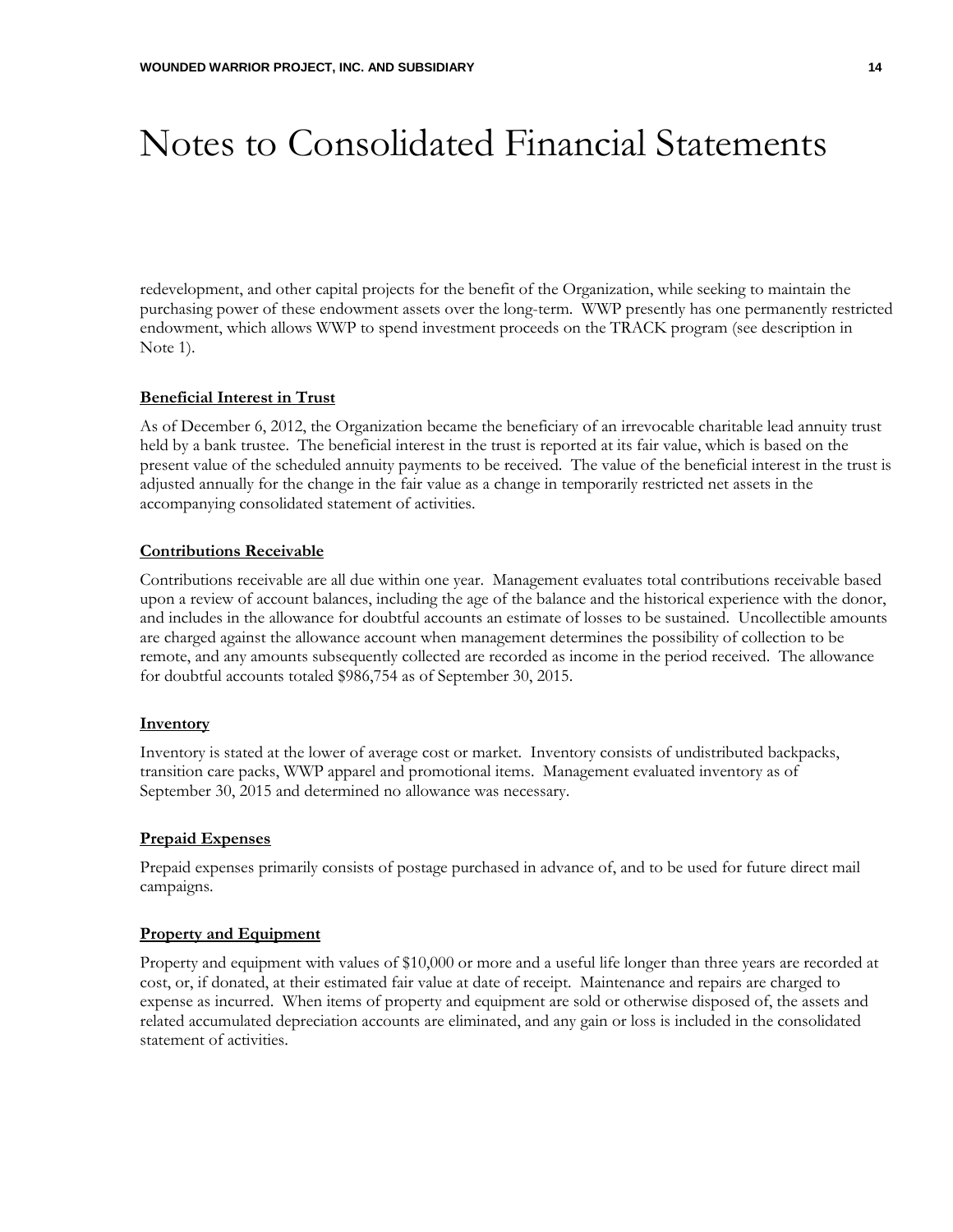# Notes to Consolidated Financial Statements

redevelopment, and other capital projects for the benefit of the Organization, while seeking to maintain the purchasing power of these endowment assets over the long-term. WWP presently has one permanently restricted endowment, which allows WWP to spend investment proceeds on the TRACK program (see description in Note 1).

**Beneficial Interest in Trust**

As of December 6, 2012, the Organization became the beneficiary of an irrevocable charitable lead annuity trust held by a bank trustee. The beneficial interest in the trust is reported at its fair value, which is based on the present value of the scheduled annuity payments to be received. The value of the beneficial interest in the trust is adjusted annually for the change in the fair value as a change in temporarily restricted net assets in the accompanying consolidated statement of activities.

**Contributions Receivable**

Contributions receivable are all due within one year. Management evaluates total contributions receivable based upon a review of account balances, including the age of the balance and the historical experience with the donor, and includes in the allowance for doubtful accounts an estimate of losses to be sustained. Uncollectible amounts are charged against the allowance account when management determines the possibility of collection to be remote, and any amounts subsequently collected are recorded as income in the period received. The allowance for doubtful accounts totaled $986,754 as of September 30, 2015.

**Inventory**

Inventory is stated at the lower of average cost or market. Inventory consists of undistributed backpacks, transition care packs, WWP apparel and promotional items. Management evaluated inventory as of September 30, 2015 and determined no allowance was necessary.

**Prepaid Expenses**

Prepaid expenses primarily consists of postage purchased in advance of, and to be used for future direct mail campaigns.

**Property and Equipment**

Property and equipment with values of $10,000 or more and a useful life longer than three years are recorded at cost, or, if donated, at their estimated fair value at date of receipt. Maintenance and repairs are charged to expense as incurred. When items of property and equipment are sold or otherwise disposed of, the assets and related accumulated depreciation accounts are eliminated, and any gain or loss is included in the consolidated statement of activities.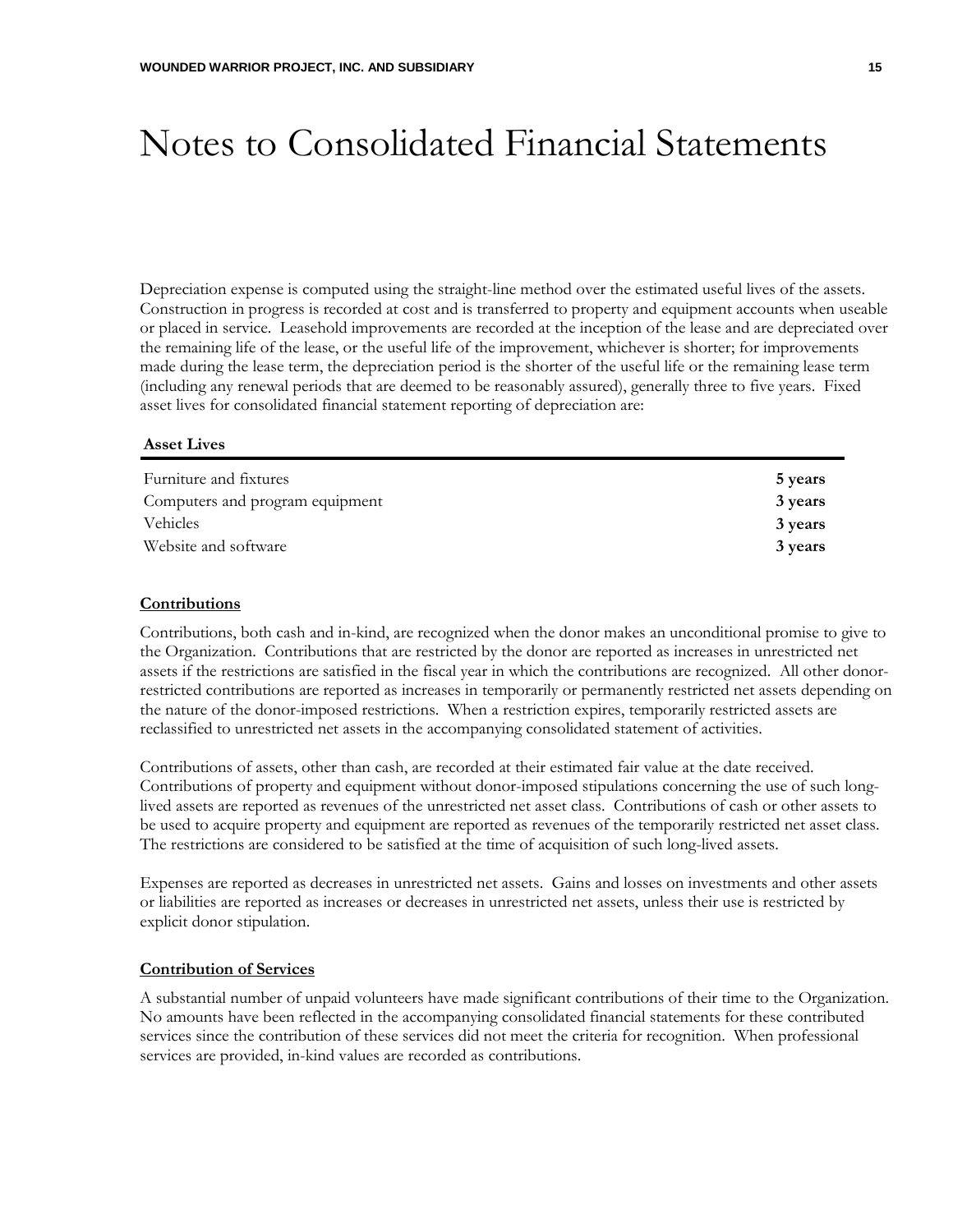# Notes to Consolidated Financial Statements

Depreciation expense is computed using the straight-line method over the estimated useful lives of the assets. Construction in progress is recorded at cost and is transferred to property and equipment accounts when useable or placed in service. Leasehold improvements are recorded at the inception of the lease and are depreciated over the remaining life of the lease, or the useful life of the improvement, whichever is shorter; for improvements made during the lease term, the depreciation period is the shorter of the useful life or the remaining lease term (including any renewal periods that are deemed to be reasonably assured), generally three to five years. Fixed asset lives for consolidated financial statement reporting of depreciation are:

| Asset Lives | |
|---|---|
| Furniture and fixtures | **5 years** |
| Computers and program equipment | **3 years** |
| Vehicles | **3 years** |
| Website and software | **3 years** |

**Contributions**

Contributions, both cash and in-kind, are recognized when the donor makes an unconditional promise to give to the Organization. Contributions that are restricted by the donor are reported as increases in unrestricted net assets if the restrictions are satisfied in the fiscal year in which the contributions are recognized. All other donor-restricted contributions are reported as increases in temporarily or permanently restricted net assets depending on the nature of the donor-imposed restrictions. When a restriction expires, temporarily restricted assets are reclassified to unrestricted net assets in the accompanying consolidated statement of activities.

Contributions of assets, other than cash, are recorded at their estimated fair value at the date received. Contributions of property and equipment without donor-imposed stipulations concerning the use of such long-lived assets are reported as revenues of the unrestricted net asset class. Contributions of cash or other assets to be used to acquire property and equipment are reported as revenues of the temporarily restricted net asset class. The restrictions are considered to be satisfied at the time of acquisition of such long-lived assets.

Expenses are reported as decreases in unrestricted net assets. Gains and losses on investments and other assets or liabilities are reported as increases or decreases in unrestricted net assets, unless their use is restricted by explicit donor stipulation.

**Contribution of Services**

A substantial number of unpaid volunteers have made significant contributions of their time to the Organization. No amounts have been reflected in the accompanying consolidated financial statements for these contributed services since the contribution of these services did not meet the criteria for recognition. When professional services are provided, in-kind values are recorded as contributions.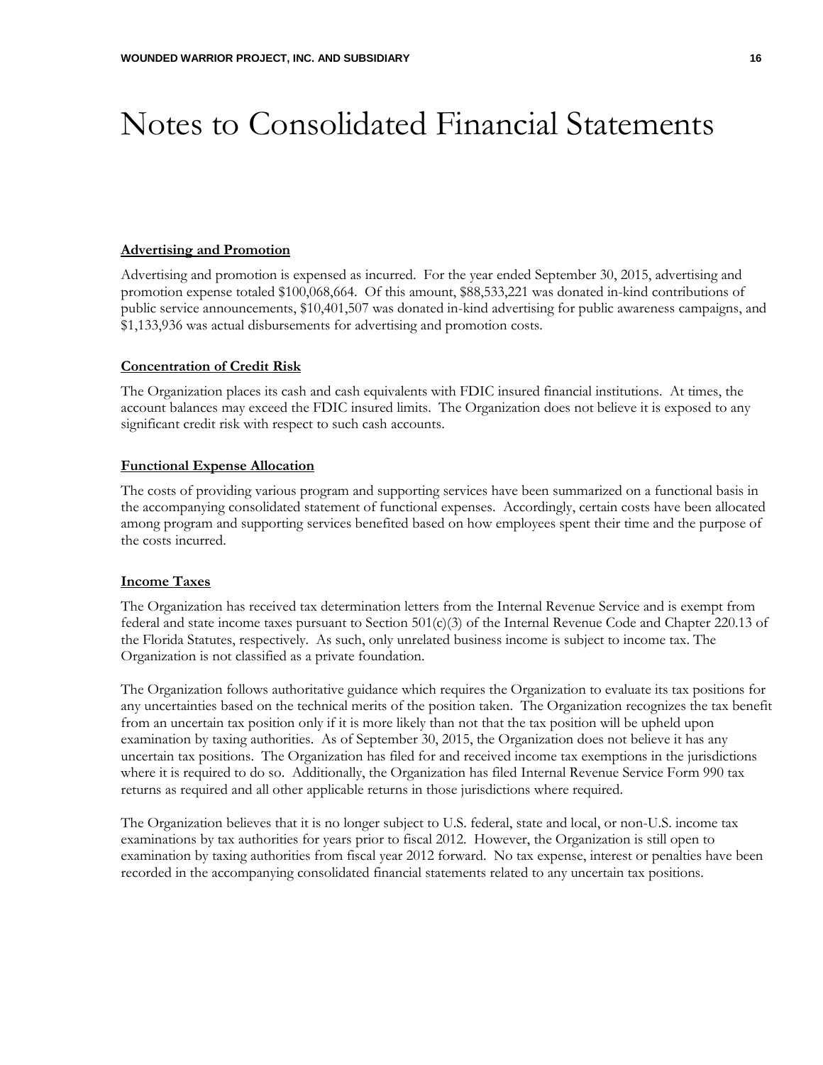# Notes to Consolidated Financial Statements

**Advertising and Promotion**

Advertising and promotion is expensed as incurred. For the year ended September 30, 2015, advertising and promotion expense totaled $100,068,664. Of this amount, $88,533,221 was donated in-kind contributions of public service announcements, $10,401,507 was donated in-kind advertising for public awareness campaigns, and $1,133,936 was actual disbursements for advertising and promotion costs.

**Concentration of Credit Risk**

The Organization places its cash and cash equivalents with FDIC insured financial institutions. At times, the account balances may exceed the FDIC insured limits. The Organization does not believe it is exposed to any significant credit risk with respect to such cash accounts.

**Functional Expense Allocation**

The costs of providing various program and supporting services have been summarized on a functional basis in the accompanying consolidated statement of functional expenses. Accordingly, certain costs have been allocated among program and supporting services benefited based on how employees spent their time and the purpose of the costs incurred.

**Income Taxes**

The Organization has received tax determination letters from the Internal Revenue Service and is exempt from federal and state income taxes pursuant to Section 501(c)(3) of the Internal Revenue Code and Chapter 220.13 of the Florida Statutes, respectively. As such, only unrelated business income is subject to income tax. The Organization is not classified as a private foundation.

The Organization follows authoritative guidance which requires the Organization to evaluate its tax positions for any uncertainties based on the technical merits of the position taken. The Organization recognizes the tax benefit from an uncertain tax position only if it is more likely than not that the tax position will be upheld upon examination by taxing authorities. As of September 30, 2015, the Organization does not believe it has any uncertain tax positions. The Organization has filed for and received income tax exemptions in the jurisdictions where it is required to do so. Additionally, the Organization has filed Internal Revenue Service Form 990 tax returns as required and all other applicable returns in those jurisdictions where required.

The Organization believes that it is no longer subject to U.S. federal, state and local, or non-U.S. income tax examinations by tax authorities for years prior to fiscal 2012. However, the Organization is still open to examination by taxing authorities from fiscal year 2012 forward. No tax expense, interest or penalties have been recorded in the accompanying consolidated financial statements related to any uncertain tax positions.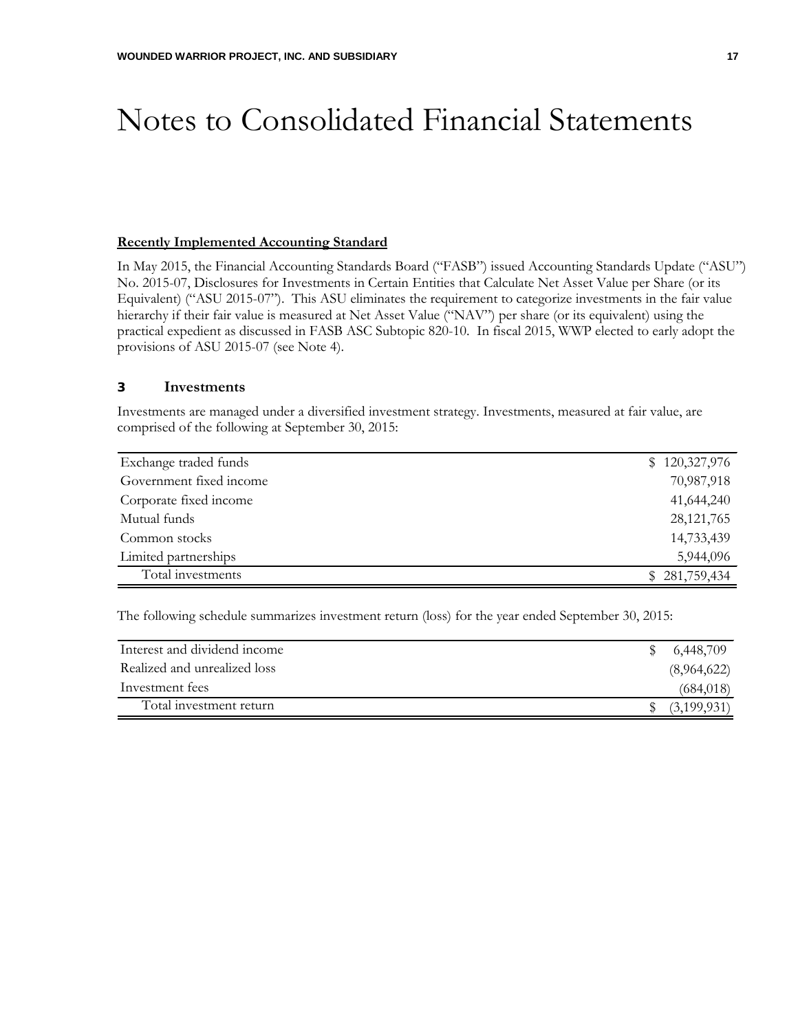# Notes to Consolidated Financial Statements

**Recently Implemented Accounting Standard**

In May 2015, the Financial Accounting Standards Board ("FASB") issued Accounting Standards Update ("ASU") No. 2015-07, Disclosures for Investments in Certain Entities that Calculate Net Asset Value per Share (or its Equivalent) ("ASU 2015-07"). This ASU eliminates the requirement to categorize investments in the fair value hierarchy if their fair value is measured at Net Asset Value ("NAV") per share (or its equivalent) using the practical expedient as discussed in FASB ASC Subtopic 820-10. In fiscal 2015, WWP elected to early adopt the provisions of ASU 2015-07 (see Note 4).

## 3 Investments

Investments are managed under a diversified investment strategy. Investments, measured at fair value, are comprised of the following at September 30, 2015:

| | |
|---|---|
| Exchange traded funds | $ 120,327,976 |
| Government fixed income | 70,987,918 |
| Corporate fixed income | 41,644,240 |
| Mutual funds | 28,121,765 |
| Common stocks | 14,733,439 |
| Limited partnerships | 5,944,096 |
| Total investments | $ 281,759,434 |

The following schedule summarizes investment return (loss) for the year ended September 30, 2015:

| | |
|---|---|
| Interest and dividend income | $ 6,448,709 |
| Realized and unrealized loss | (8,964,622) |
| Investment fees | (684,018) |
| Total investment return | $ (3,199,931) |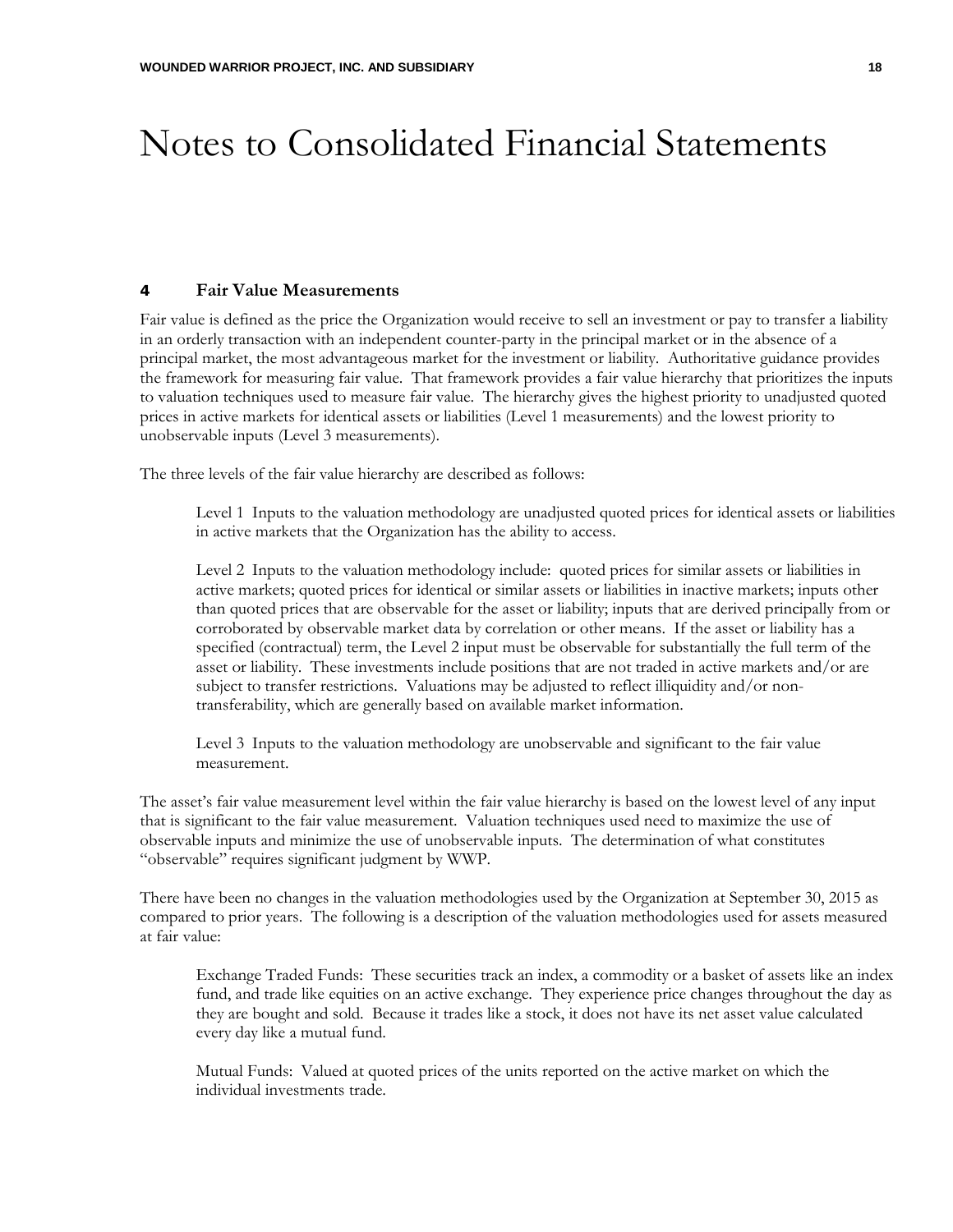# Notes to Consolidated Financial Statements

## 4 Fair Value Measurements

Fair value is defined as the price the Organization would receive to sell an investment or pay to transfer a liability in an orderly transaction with an independent counter-party in the principal market or in the absence of a principal market, the most advantageous market for the investment or liability. Authoritative guidance provides the framework for measuring fair value. That framework provides a fair value hierarchy that prioritizes the inputs to valuation techniques used to measure fair value. The hierarchy gives the highest priority to unadjusted quoted prices in active markets for identical assets or liabilities (Level 1 measurements) and the lowest priority to unobservable inputs (Level 3 measurements).

The three levels of the fair value hierarchy are described as follows:

> Level 1 Inputs to the valuation methodology are unadjusted quoted prices for identical assets or liabilities in active markets that the Organization has the ability to access.
>
> Level 2 Inputs to the valuation methodology include: quoted prices for similar assets or liabilities in active markets; quoted prices for identical or similar assets or liabilities in inactive markets; inputs other than quoted prices that are observable for the asset or liability; inputs that are derived principally from or corroborated by observable market data by correlation or other means. If the asset or liability has a specified (contractual) term, the Level 2 input must be observable for substantially the full term of the asset or liability. These investments include positions that are not traded in active markets and/or are subject to transfer restrictions. Valuations may be adjusted to reflect illiquidity and/or non-transferability, which are generally based on available market information.
>
> Level 3 Inputs to the valuation methodology are unobservable and significant to the fair value measurement.

The asset's fair value measurement level within the fair value hierarchy is based on the lowest level of any input that is significant to the fair value measurement. Valuation techniques used need to maximize the use of observable inputs and minimize the use of unobservable inputs. The determination of what constitutes "observable" requires significant judgment by WWP.

There have been no changes in the valuation methodologies used by the Organization at September 30, 2015 as compared to prior years. The following is a description of the valuation methodologies used for assets measured at fair value:

> Exchange Traded Funds: These securities track an index, a commodity or a basket of assets like an index fund, and trade like equities on an active exchange. They experience price changes throughout the day as they are bought and sold. Because it trades like a stock, it does not have its net asset value calculated every day like a mutual fund.
>
> Mutual Funds: Valued at quoted prices of the units reported on the active market on which the individual investments trade.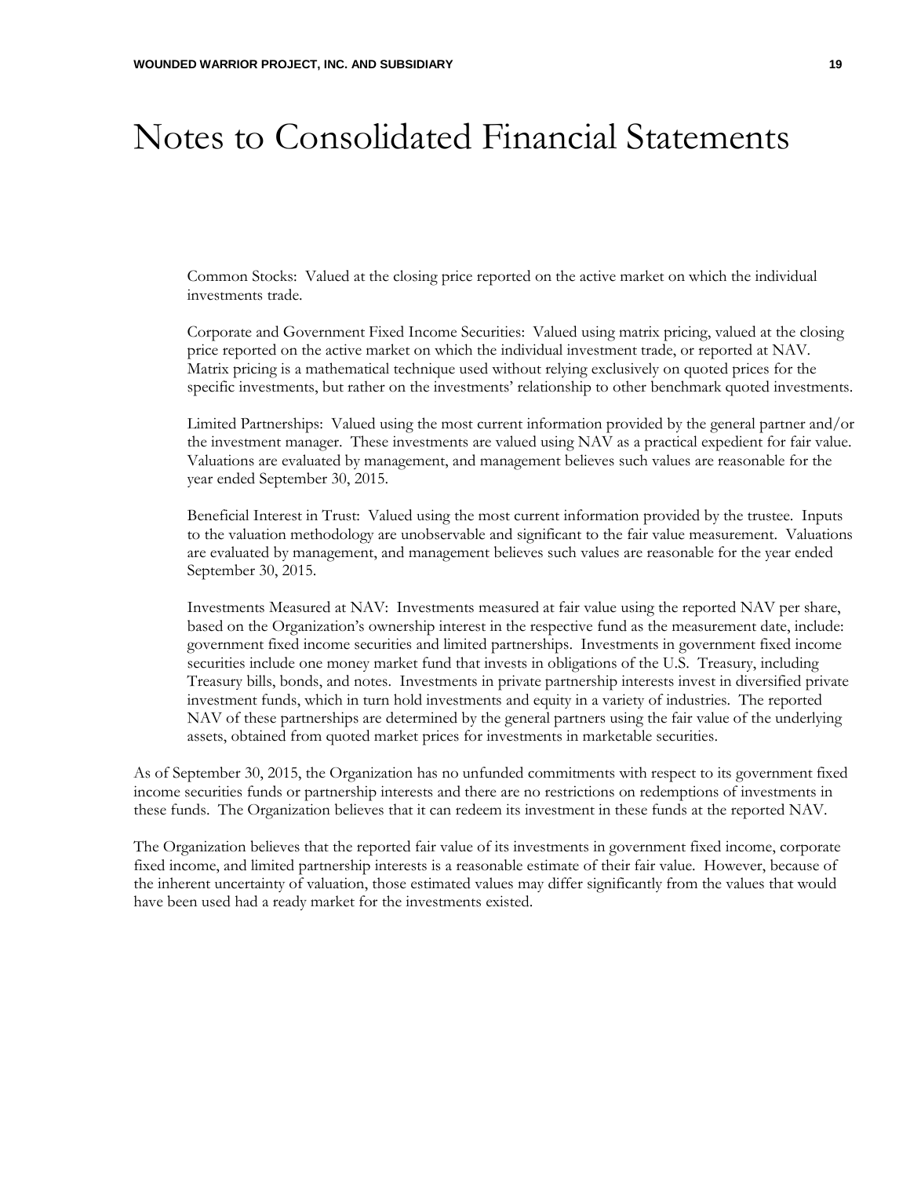# Notes to Consolidated Financial Statements

Common Stocks: Valued at the closing price reported on the active market on which the individual investments trade.

Corporate and Government Fixed Income Securities: Valued using matrix pricing, valued at the closing price reported on the active market on which the individual investment trade, or reported at NAV. Matrix pricing is a mathematical technique used without relying exclusively on quoted prices for the specific investments, but rather on the investments' relationship to other benchmark quoted investments.

Limited Partnerships: Valued using the most current information provided by the general partner and/or the investment manager. These investments are valued using NAV as a practical expedient for fair value. Valuations are evaluated by management, and management believes such values are reasonable for the year ended September 30, 2015.

Beneficial Interest in Trust: Valued using the most current information provided by the trustee. Inputs to the valuation methodology are unobservable and significant to the fair value measurement. Valuations are evaluated by management, and management believes such values are reasonable for the year ended September 30, 2015.

Investments Measured at NAV: Investments measured at fair value using the reported NAV per share, based on the Organization's ownership interest in the respective fund as the measurement date, include: government fixed income securities and limited partnerships. Investments in government fixed income securities include one money market fund that invests in obligations of the U.S. Treasury, including Treasury bills, bonds, and notes. Investments in private partnership interests invest in diversified private investment funds, which in turn hold investments and equity in a variety of industries. The reported NAV of these partnerships are determined by the general partners using the fair value of the underlying assets, obtained from quoted market prices for investments in marketable securities.

As of September 30, 2015, the Organization has no unfunded commitments with respect to its government fixed income securities funds or partnership interests and there are no restrictions on redemptions of investments in these funds. The Organization believes that it can redeem its investment in these funds at the reported NAV.

The Organization believes that the reported fair value of its investments in government fixed income, corporate fixed income, and limited partnership interests is a reasonable estimate of their fair value. However, because of the inherent uncertainty of valuation, those estimated values may differ significantly from the values that would have been used had a ready market for the investments existed.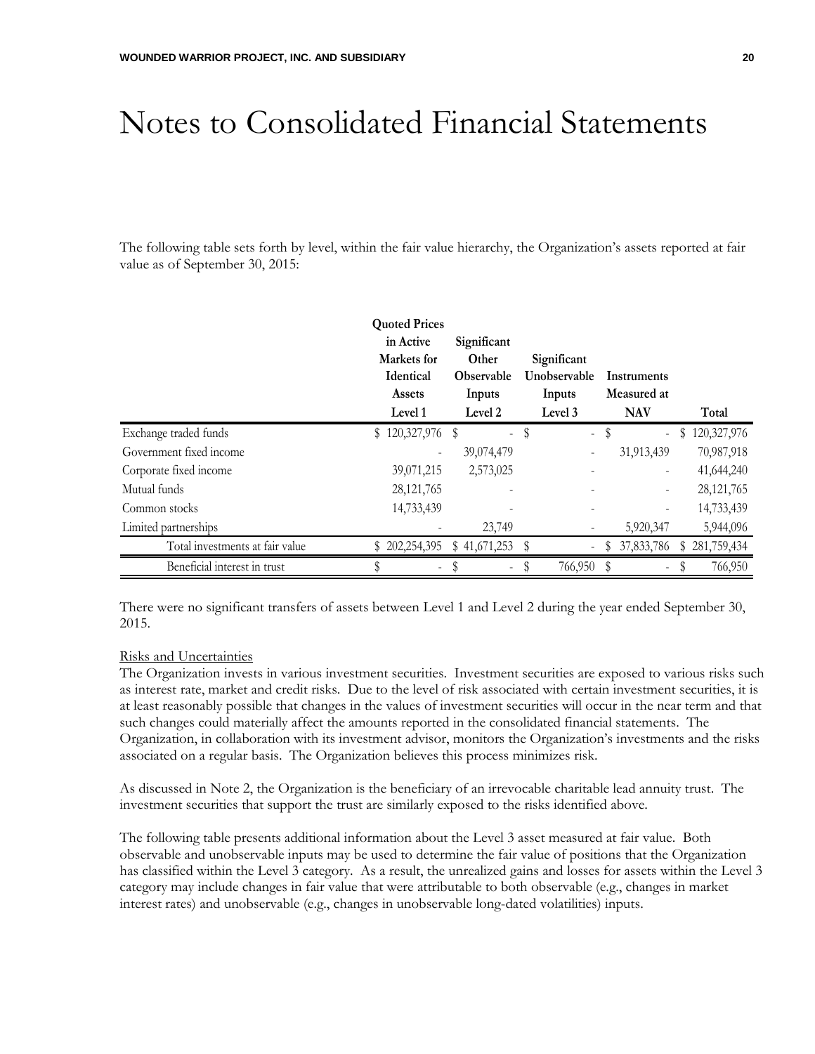# Notes to Consolidated Financial Statements

The following table sets forth by level, within the fair value hierarchy, the Organization's assets reported at fair value as of September 30, 2015:

| | Quoted Prices in Active Markets for Identical Assets Level 1 | Significant Other Observable Inputs Level 2 | Significant Unobservable Inputs Level 3 | Instruments Measured at NAV | Total |
|---|---|---|---|---|---|
| Exchange traded funds | $ 120,327,976 | $ - | $ - | $ - | $ 120,327,976 |
| Government fixed income | - | 39,074,479 | - | 31,913,439 | 70,987,918 |
| Corporate fixed income | 39,071,215 | 2,573,025 | - | - | 41,644,240 |
| Mutual funds | 28,121,765 | - | - | - | 28,121,765 |
| Common stocks | 14,733,439 | - | - | - | 14,733,439 |
| Limited partnerships | - | 23,749 | - | 5,920,347 | 5,944,096 |
| Total investments at fair value | $ 202,254,395 | $ 41,671,253 | $ - | $ 37,833,786 | $ 281,759,434 |
| Beneficial interest in trust | $ - | $ - | $ 766,950 | $ - | $ 766,950 |

There were no significant transfers of assets between Level 1 and Level 2 during the year ended September 30, 2015.

Risks and Uncertainties

The Organization invests in various investment securities. Investment securities are exposed to various risks such as interest rate, market and credit risks. Due to the level of risk associated with certain investment securities, it is at least reasonably possible that changes in the values of investment securities will occur in the near term and that such changes could materially affect the amounts reported in the consolidated financial statements. The Organization, in collaboration with its investment advisor, monitors the Organization's investments and the risks associated on a regular basis. The Organization believes this process minimizes risk.

As discussed in Note 2, the Organization is the beneficiary of an irrevocable charitable lead annuity trust. The investment securities that support the trust are similarly exposed to the risks identified above.

The following table presents additional information about the Level 3 asset measured at fair value. Both observable and unobservable inputs may be used to determine the fair value of positions that the Organization has classified within the Level 3 category. As a result, the unrealized gains and losses for assets within the Level 3 category may include changes in fair value that were attributable to both observable (e.g., changes in market interest rates) and unobservable (e.g., changes in unobservable long-dated volatilities) inputs.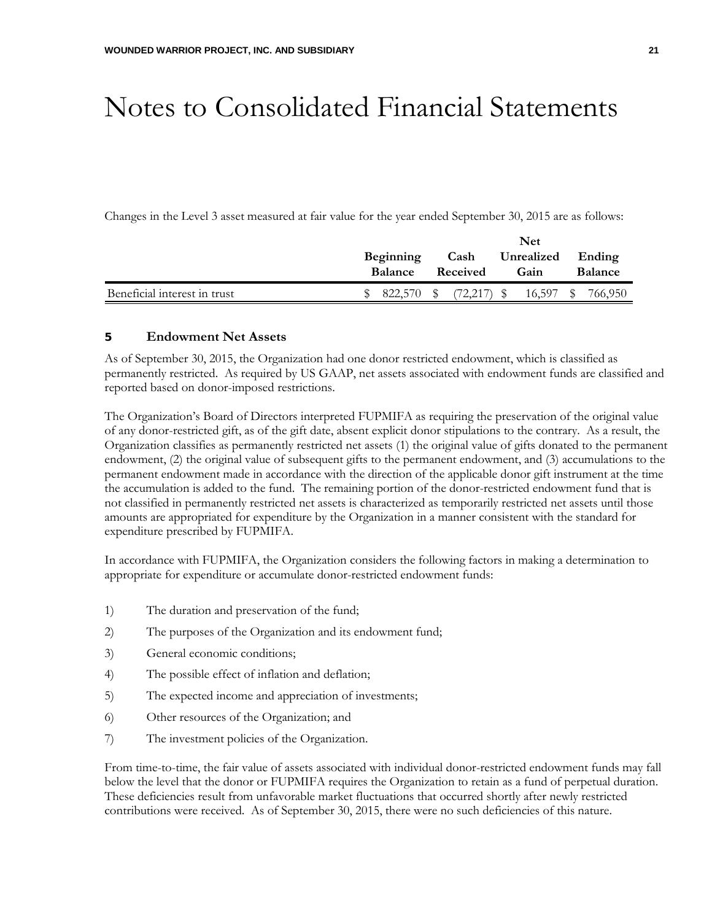# Notes to Consolidated Financial Statements

Changes in the Level 3 asset measured at fair value for the year ended September 30, 2015 are as follows:

| | Beginning Balance | Cash Received | Net Unrealized Gain | Ending Balance |
|---|---|---|---|---|
| Beneficial interest in trust | $ 822,570 | $ (72,217) | $ 16,597 | $ 766,950 |

## 5 Endowment Net Assets

As of September 30, 2015, the Organization had one donor restricted endowment, which is classified as permanently restricted. As required by US GAAP, net assets associated with endowment funds are classified and reported based on donor-imposed restrictions.

The Organization's Board of Directors interpreted FUPMIFA as requiring the preservation of the original value of any donor-restricted gift, as of the gift date, absent explicit donor stipulations to the contrary. As a result, the Organization classifies as permanently restricted net assets (1) the original value of gifts donated to the permanent endowment, (2) the original value of subsequent gifts to the permanent endowment, and (3) accumulations to the permanent endowment made in accordance with the direction of the applicable donor gift instrument at the time the accumulation is added to the fund. The remaining portion of the donor-restricted endowment fund that is not classified in permanently restricted net assets is characterized as temporarily restricted net assets until those amounts are appropriated for expenditure by the Organization in a manner consistent with the standard for expenditure prescribed by FUPMIFA.

In accordance with FUPMIFA, the Organization considers the following factors in making a determination to appropriate for expenditure or accumulate donor-restricted endowment funds:

1) The duration and preservation of the fund;
2) The purposes of the Organization and its endowment fund;
3) General economic conditions;
4) The possible effect of inflation and deflation;
5) The expected income and appreciation of investments;
6) Other resources of the Organization; and
7) The investment policies of the Organization.

From time-to-time, the fair value of assets associated with individual donor-restricted endowment funds may fall below the level that the donor or FUPMIFA requires the Organization to retain as a fund of perpetual duration. These deficiencies result from unfavorable market fluctuations that occurred shortly after newly restricted contributions were received. As of September 30, 2015, there were no such deficiencies of this nature.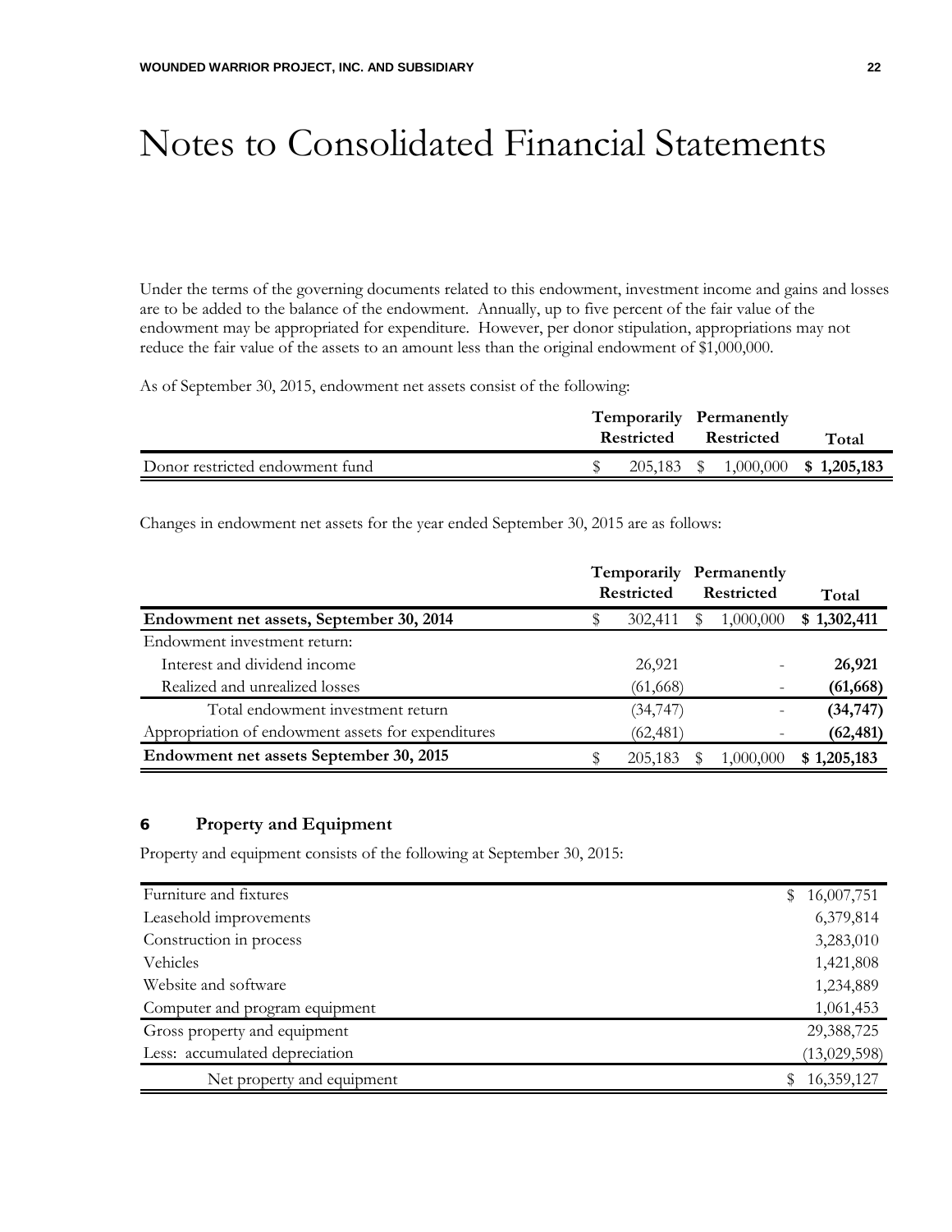# Notes to Consolidated Financial Statements

Under the terms of the governing documents related to this endowment, investment income and gains and losses are to be added to the balance of the endowment. Annually, up to five percent of the fair value of the endowment may be appropriated for expenditure. However, per donor stipulation, appropriations may not reduce the fair value of the assets to an amount less than the original endowment of $1,000,000.

As of September 30, 2015, endowment net assets consist of the following:

| | Temporarily Restricted | Permanently Restricted | Total |
|---|---|---|---|
| Donor restricted endowment fund | $ 205,183 | $ 1,000,000 | **$ 1,205,183** |

Changes in endowment net assets for the year ended September 30, 2015 are as follows:

| | Temporarily Restricted | Permanently Restricted | Total |
|---|---|---|---|
| **Endowment net assets, September 30, 2014** | $ 302,411 | $ 1,000,000 | **$ 1,302,411** |
| Endowment investment return: | | | |
| Interest and dividend income | 26,921 | - | **26,921** |
| Realized and unrealized losses | (61,668) | - | **(61,668)** |
| Total endowment investment return | (34,747) | - | **(34,747)** |
| Appropriation of endowment assets for expenditures | (62,481) | - | **(62,481)** |
| **Endowment net assets September 30, 2015** | $ 205,183 | $ 1,000,000 | **$ 1,205,183** |

## 6 Property and Equipment

Property and equipment consists of the following at September 30, 2015:

| | |
|---|---|
| Furniture and fixtures | $ 16,007,751 |
| Leasehold improvements | 6,379,814 |
| Construction in process | 3,283,010 |
| Vehicles | 1,421,808 |
| Website and software | 1,234,889 |
| Computer and program equipment | 1,061,453 |
| Gross property and equipment | 29,388,725 |
| Less: accumulated depreciation | (13,029,598) |
| Net property and equipment | $ 16,359,127 |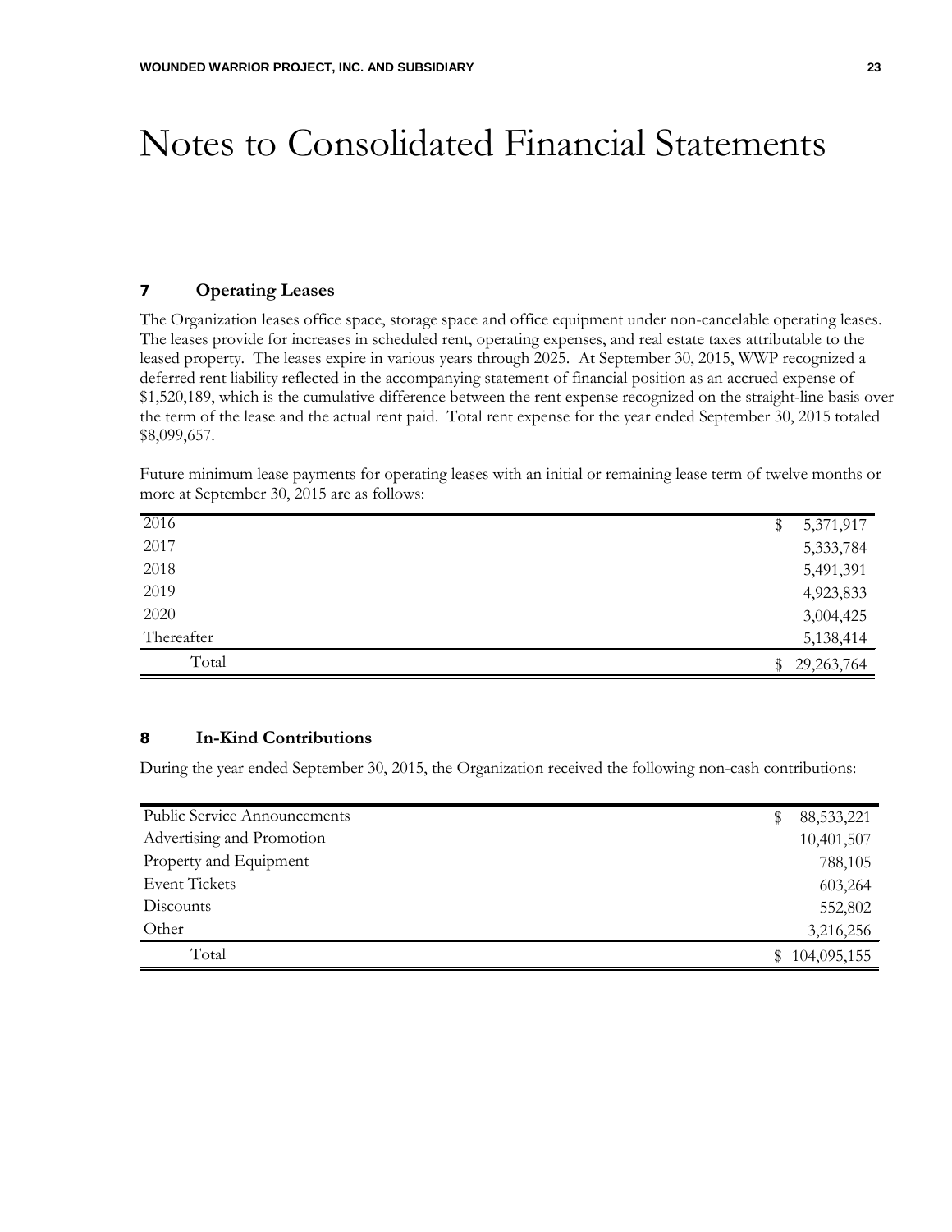# Notes to Consolidated Financial Statements

## 7 Operating Leases

The Organization leases office space, storage space and office equipment under non-cancelable operating leases. The leases provide for increases in scheduled rent, operating expenses, and real estate taxes attributable to the leased property. The leases expire in various years through 2025. At September 30, 2015, WWP recognized a deferred rent liability reflected in the accompanying statement of financial position as an accrued expense of $1,520,189, which is the cumulative difference between the rent expense recognized on the straight-line basis over the term of the lease and the actual rent paid. Total rent expense for the year ended September 30, 2015 totaled $8,099,657.

Future minimum lease payments for operating leases with an initial or remaining lease term of twelve months or more at September 30, 2015 are as follows:

| | |
|---|---|
| 2016 | $ 5,371,917 |
| 2017 | 5,333,784 |
| 2018 | 5,491,391 |
| 2019 | 4,923,833 |
| 2020 | 3,004,425 |
| Thereafter | 5,138,414 |
| Total | $ 29,263,764 |

## 8 In-Kind Contributions

During the year ended September 30, 2015, the Organization received the following non-cash contributions:

| | |
|---|---|
| Public Service Announcements | $ 88,533,221 |
| Advertising and Promotion | 10,401,507 |
| Property and Equipment | 788,105 |
| Event Tickets | 603,264 |
| Discounts | 552,802 |
| Other | 3,216,256 |
| Total | $ 104,095,155 |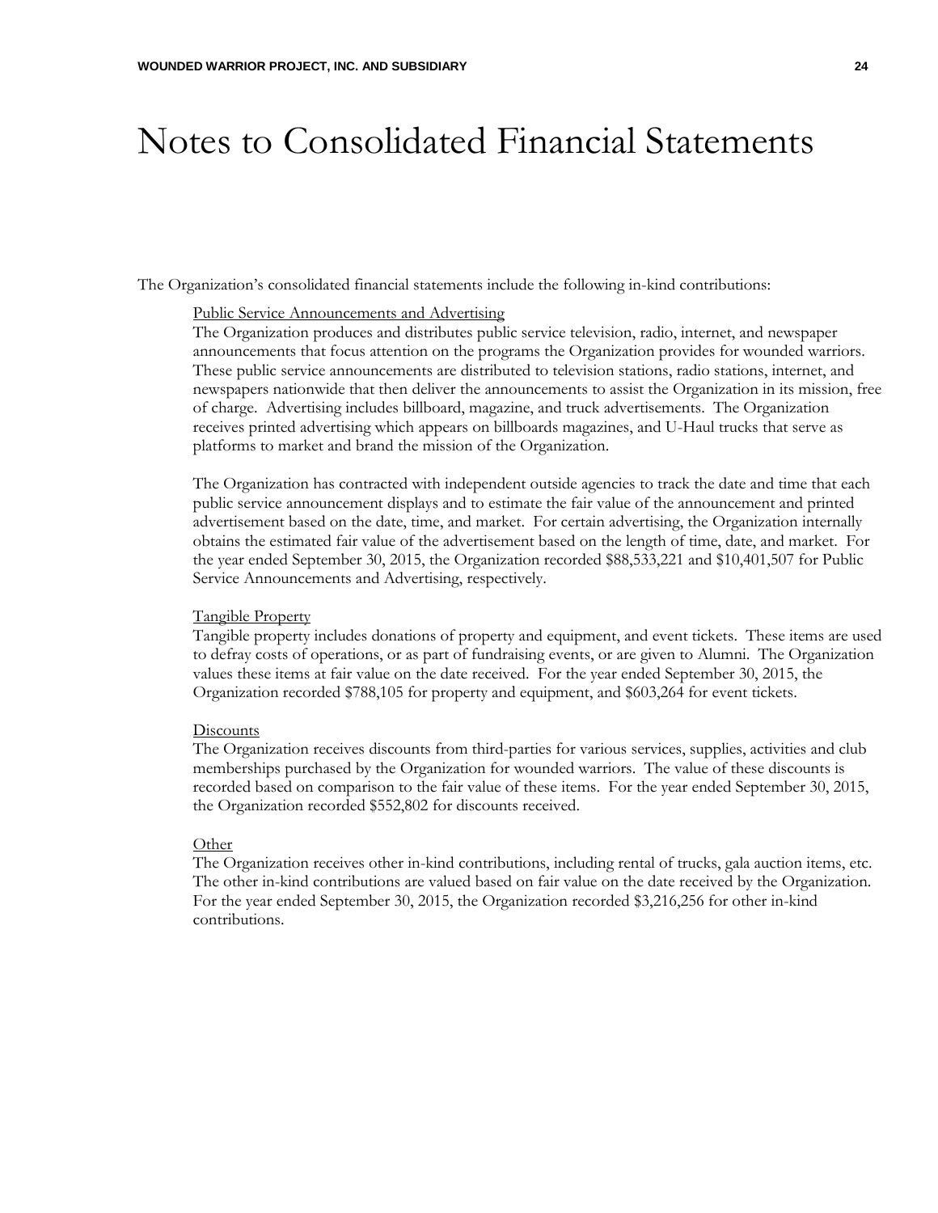# Notes to Consolidated Financial Statements

The Organization's consolidated financial statements include the following in-kind contributions:

Public Service Announcements and Advertising

The Organization produces and distributes public service television, radio, internet, and newspaper announcements that focus attention on the programs the Organization provides for wounded warriors. These public service announcements are distributed to television stations, radio stations, internet, and newspapers nationwide that then deliver the announcements to assist the Organization in its mission, free of charge. Advertising includes billboard, magazine, and truck advertisements. The Organization receives printed advertising which appears on billboards magazines, and U-Haul trucks that serve as platforms to market and brand the mission of the Organization.

The Organization has contracted with independent outside agencies to track the date and time that each public service announcement displays and to estimate the fair value of the announcement and printed advertisement based on the date, time, and market. For certain advertising, the Organization internally obtains the estimated fair value of the advertisement based on the length of time, date, and market. For the year ended September 30, 2015, the Organization recorded $88,533,221 and $10,401,507 for Public Service Announcements and Advertising, respectively.

Tangible Property

Tangible property includes donations of property and equipment, and event tickets. These items are used to defray costs of operations, or as part of fundraising events, or are given to Alumni. The Organization values these items at fair value on the date received. For the year ended September 30, 2015, the Organization recorded $788,105 for property and equipment, and $603,264 for event tickets.

Discounts

The Organization receives discounts from third-parties for various services, supplies, activities and club memberships purchased by the Organization for wounded warriors. The value of these discounts is recorded based on comparison to the fair value of these items. For the year ended September 30, 2015, the Organization recorded $552,802 for discounts received.

Other

The Organization receives other in-kind contributions, including rental of trucks, gala auction items, etc. The other in-kind contributions are valued based on fair value on the date received by the Organization. For the year ended September 30, 2015, the Organization recorded $3,216,256 for other in-kind contributions.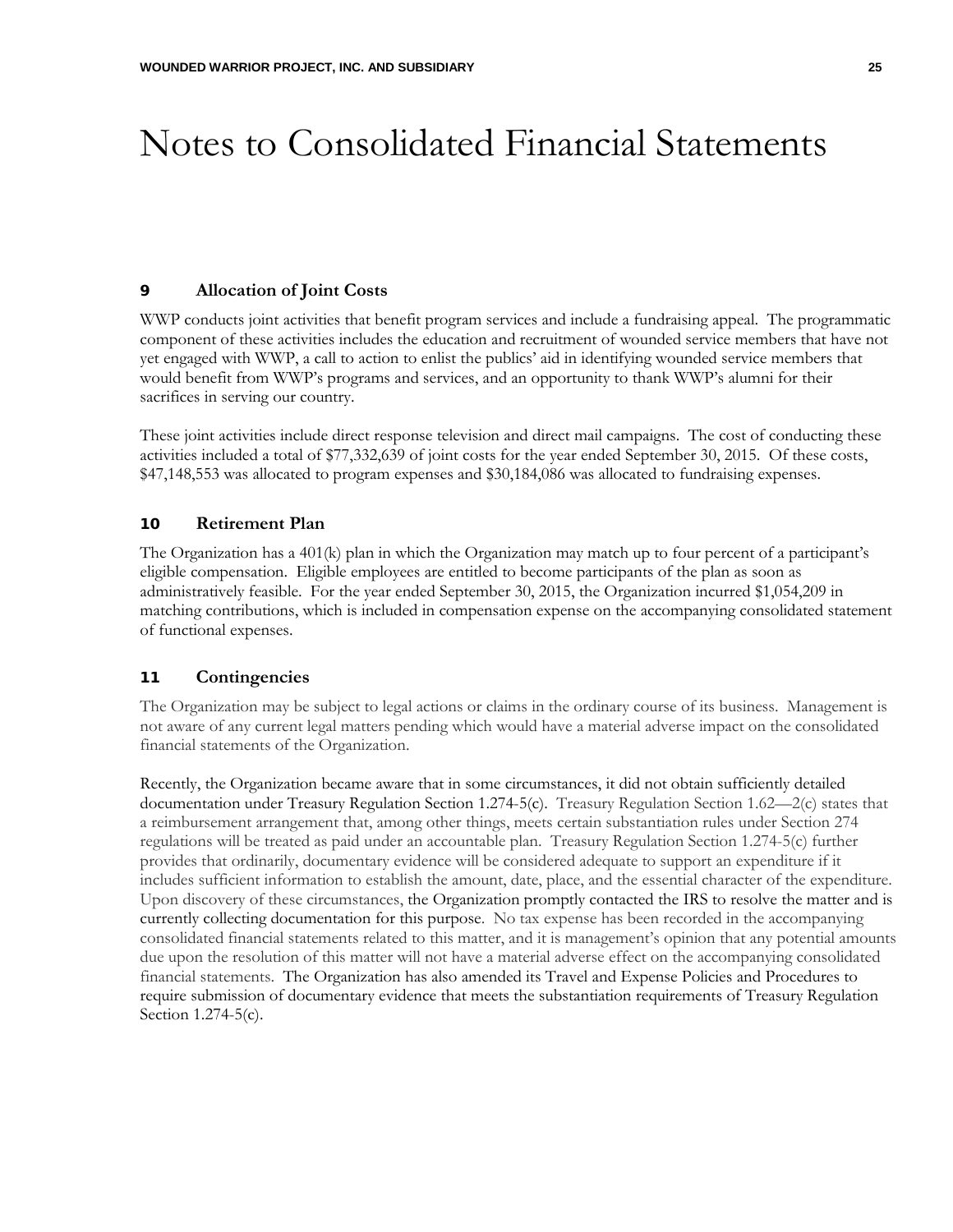# Notes to Consolidated Financial Statements

## 9 Allocation of Joint Costs

WWP conducts joint activities that benefit program services and include a fundraising appeal. The programmatic component of these activities includes the education and recruitment of wounded service members that have not yet engaged with WWP, a call to action to enlist the publics' aid in identifying wounded service members that would benefit from WWP's programs and services, and an opportunity to thank WWP's alumni for their sacrifices in serving our country.

These joint activities include direct response television and direct mail campaigns. The cost of conducting these activities included a total of $77,332,639 of joint costs for the year ended September 30, 2015. Of these costs, $47,148,553 was allocated to program expenses and $30,184,086 was allocated to fundraising expenses.

## 10 Retirement Plan

The Organization has a 401(k) plan in which the Organization may match up to four percent of a participant's eligible compensation. Eligible employees are entitled to become participants of the plan as soon as administratively feasible. For the year ended September 30, 2015, the Organization incurred $1,054,209 in matching contributions, which is included in compensation expense on the accompanying consolidated statement of functional expenses.

## 11 Contingencies

The Organization may be subject to legal actions or claims in the ordinary course of its business. Management is not aware of any current legal matters pending which would have a material adverse impact on the consolidated financial statements of the Organization.

Recently, the Organization became aware that in some circumstances, it did not obtain sufficiently detailed documentation under Treasury Regulation Section 1.274-5(c). Treasury Regulation Section 1.62—2(c) states that a reimbursement arrangement that, among other things, meets certain substantiation rules under Section 274 regulations will be treated as paid under an accountable plan. Treasury Regulation Section 1.274-5(c) further provides that ordinarily, documentary evidence will be considered adequate to support an expenditure if it includes sufficient information to establish the amount, date, place, and the essential character of the expenditure. Upon discovery of these circumstances, the Organization promptly contacted the IRS to resolve the matter and is currently collecting documentation for this purpose. No tax expense has been recorded in the accompanying consolidated financial statements related to this matter, and it is management's opinion that any potential amounts due upon the resolution of this matter will not have a material adverse effect on the accompanying consolidated financial statements. The Organization has also amended its Travel and Expense Policies and Procedures to require submission of documentary evidence that meets the substantiation requirements of Treasury Regulation Section 1.274-5(c).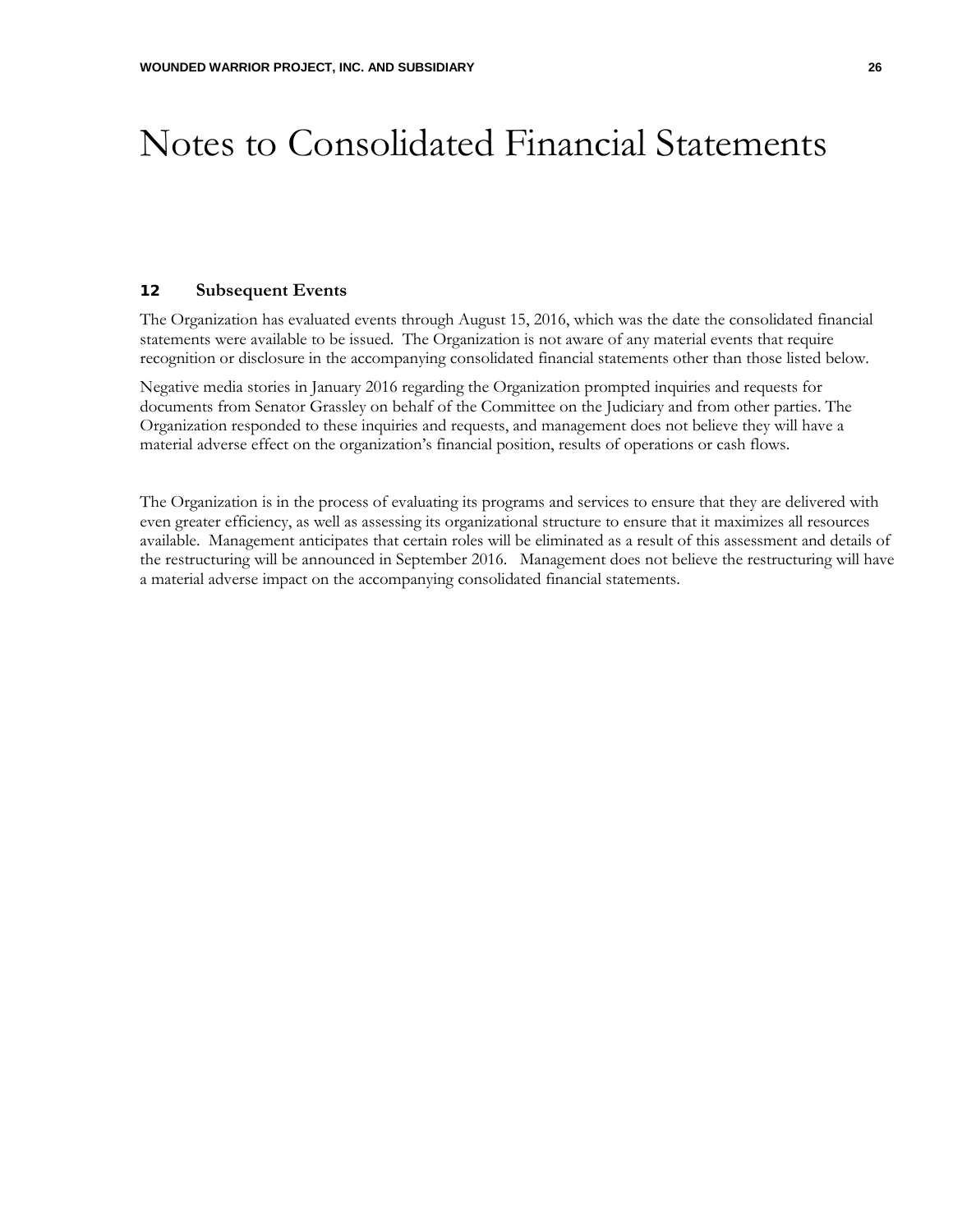# Notes to Consolidated Financial Statements

## 12 Subsequent Events

The Organization has evaluated events through August 15, 2016, which was the date the consolidated financial statements were available to be issued. The Organization is not aware of any material events that require recognition or disclosure in the accompanying consolidated financial statements other than those listed below.

Negative media stories in January 2016 regarding the Organization prompted inquiries and requests for documents from Senator Grassley on behalf of the Committee on the Judiciary and from other parties. The Organization responded to these inquiries and requests, and management does not believe they will have a material adverse effect on the organization's financial position, results of operations or cash flows.

The Organization is in the process of evaluating its programs and services to ensure that they are delivered with even greater efficiency, as well as assessing its organizational structure to ensure that it maximizes all resources available. Management anticipates that certain roles will be eliminated as a result of this assessment and details of the restructuring will be announced in September 2016. Management does not believe the restructuring will have a material adverse impact on the accompanying consolidated financial statements.